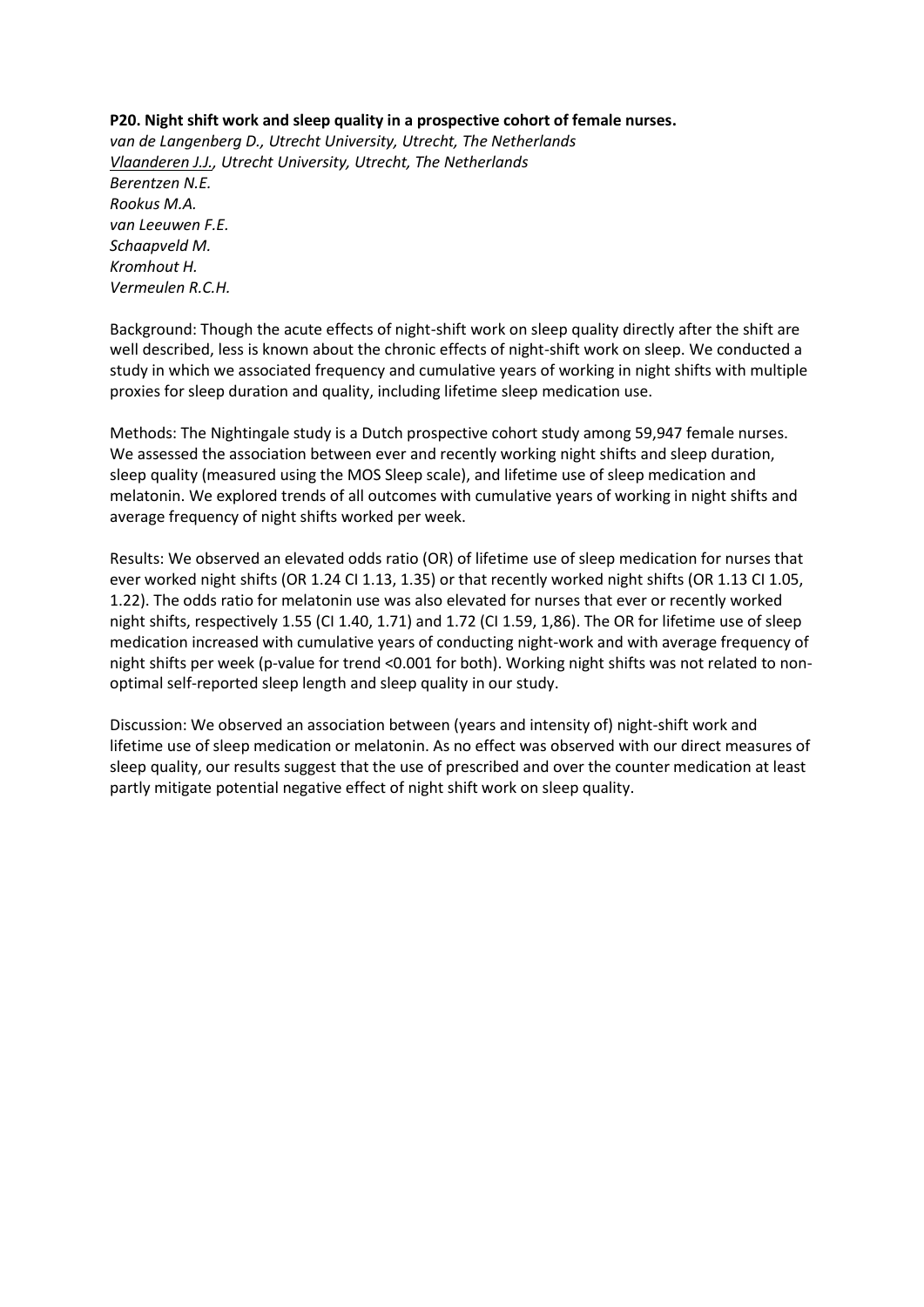**P20. Night shift work and sleep quality in a prospective cohort of female nurses.**

*van de Langenberg D., Utrecht University, Utrecht, The Netherlands*
*Vlaanderen J.J., Utrecht University, Utrecht, The Netherlands*
*Berentzen N.E.*
*Rookus M.A.*
*van Leeuwen F.E.*
*Schaapveld M.*
*Kromhout H.*
*Vermeulen R.C.H.*

Background: Though the acute effects of night-shift work on sleep quality directly after the shift are well described, less is known about the chronic effects of night-shift work on sleep. We conducted a study in which we associated frequency and cumulative years of working in night shifts with multiple proxies for sleep duration and quality, including lifetime sleep medication use.

Methods: The Nightingale study is a Dutch prospective cohort study among 59,947 female nurses. We assessed the association between ever and recently working night shifts and sleep duration, sleep quality (measured using the MOS Sleep scale), and lifetime use of sleep medication and melatonin. We explored trends of all outcomes with cumulative years of working in night shifts and average frequency of night shifts worked per week.

Results: We observed an elevated odds ratio (OR) of lifetime use of sleep medication for nurses that ever worked night shifts (OR 1.24 CI 1.13, 1.35) or that recently worked night shifts (OR 1.13 CI 1.05, 1.22). The odds ratio for melatonin use was also elevated for nurses that ever or recently worked night shifts, respectively 1.55 (CI 1.40, 1.71) and 1.72 (CI 1.59, 1,86). The OR for lifetime use of sleep medication increased with cumulative years of conducting night-work and with average frequency of night shifts per week (p-value for trend <0.001 for both). Working night shifts was not related to non-optimal self-reported sleep length and sleep quality in our study.

Discussion: We observed an association between (years and intensity of) night-shift work and lifetime use of sleep medication or melatonin. As no effect was observed with our direct measures of sleep quality, our results suggest that the use of prescribed and over the counter medication at least partly mitigate potential negative effect of night shift work on sleep quality.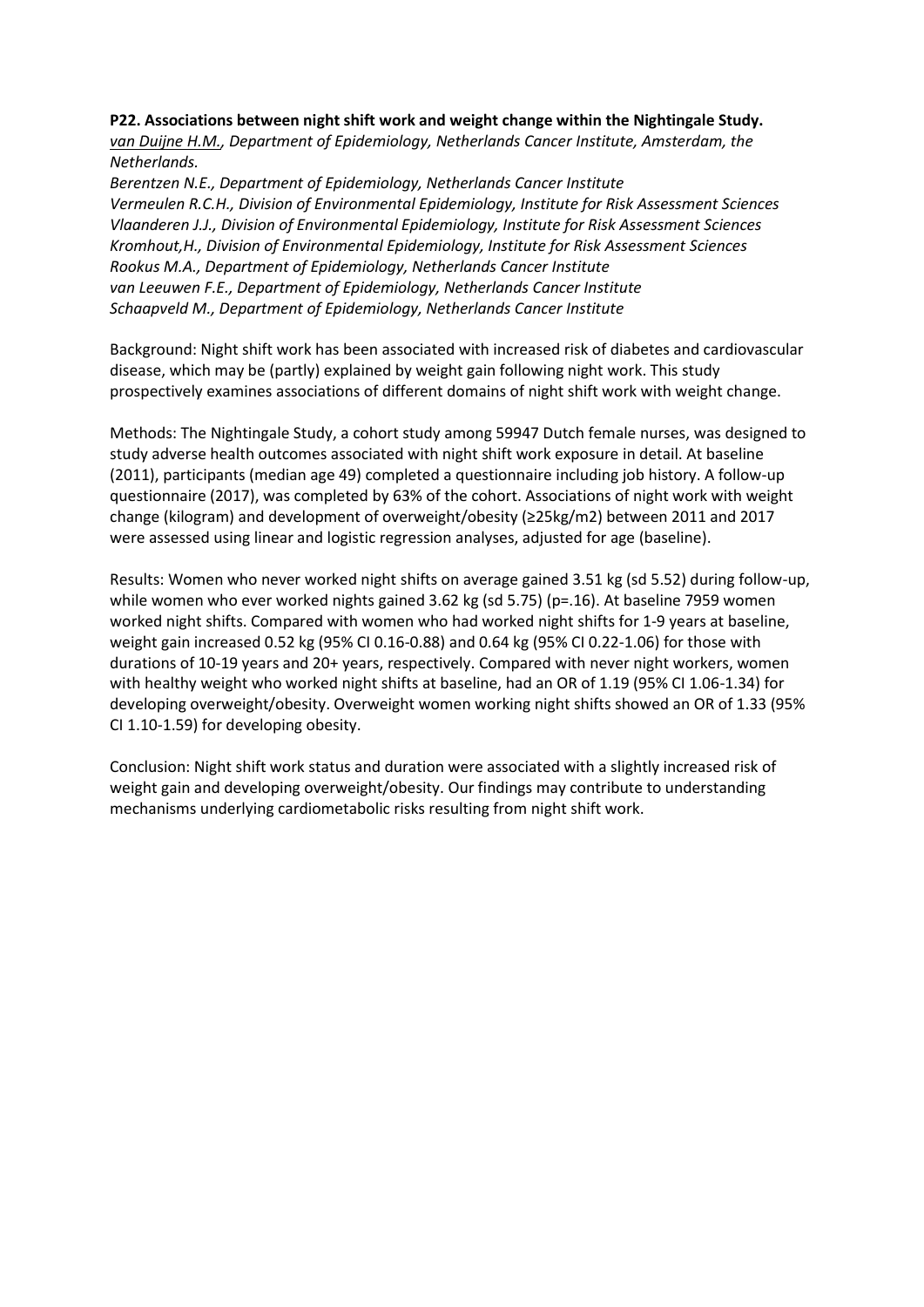**P22. Associations between night shift work and weight change within the Nightingale Study.**

*<u>van Duijne H.M.</u>, Department of Epidemiology, Netherlands Cancer Institute, Amsterdam, the Netherlands.*

*Berentzen N.E., Department of Epidemiology, Netherlands Cancer Institute*

*Vermeulen R.C.H., Division of Environmental Epidemiology, Institute for Risk Assessment Sciences*

*Vlaanderen J.J., Division of Environmental Epidemiology, Institute for Risk Assessment Sciences*

*Kromhout,H., Division of Environmental Epidemiology, Institute for Risk Assessment Sciences*

*Rookus M.A., Department of Epidemiology, Netherlands Cancer Institute*

*van Leeuwen F.E., Department of Epidemiology, Netherlands Cancer Institute*

*Schaapveld M., Department of Epidemiology, Netherlands Cancer Institute*

Background: Night shift work has been associated with increased risk of diabetes and cardiovascular disease, which may be (partly) explained by weight gain following night work. This study prospectively examines associations of different domains of night shift work with weight change.

Methods: The Nightingale Study, a cohort study among 59947 Dutch female nurses, was designed to study adverse health outcomes associated with night shift work exposure in detail. At baseline (2011), participants (median age 49) completed a questionnaire including job history. A follow-up questionnaire (2017), was completed by 63% of the cohort. Associations of night work with weight change (kilogram) and development of overweight/obesity ($\geq 25kg/m^2$) between 2011 and 2017 were assessed using linear and logistic regression analyses, adjusted for age (baseline).

Results: Women who never worked night shifts on average gained 3.51 kg (sd 5.52) during follow-up, while women who ever worked nights gained 3.62 kg (sd 5.75) (p=.16). At baseline 7959 women worked night shifts. Compared with women who had worked night shifts for 1-9 years at baseline, weight gain increased 0.52 kg (95% CI 0.16-0.88) and 0.64 kg (95% CI 0.22-1.06) for those with durations of 10-19 years and 20+ years, respectively. Compared with never night workers, women with healthy weight who worked night shifts at baseline, had an OR of 1.19 (95% CI 1.06-1.34) for developing overweight/obesity. Overweight women working night shifts showed an OR of 1.33 (95% CI 1.10-1.59) for developing obesity.

Conclusion: Night shift work status and duration were associated with a slightly increased risk of weight gain and developing overweight/obesity. Our findings may contribute to understanding mechanisms underlying cardiometabolic risks resulting from night shift work.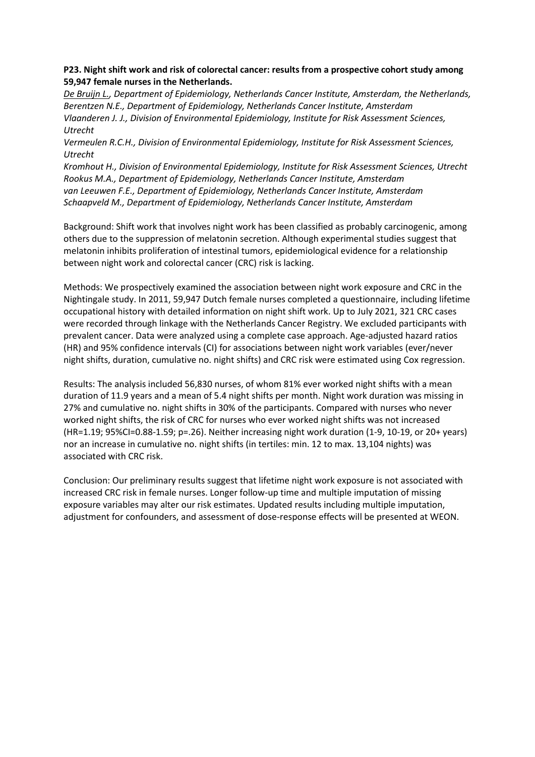**P23. Night shift work and risk of colorectal cancer: results from a prospective cohort study among 59,947 female nurses in the Netherlands.**

*<u>De Bruijn L.</u>, Department of Epidemiology, Netherlands Cancer Institute, Amsterdam, the Netherlands,*
*Berentzen N.E., Department of Epidemiology, Netherlands Cancer Institute, Amsterdam*
*Vlaanderen J. J., Division of Environmental Epidemiology, Institute for Risk Assessment Sciences, Utrecht*
*Vermeulen R.C.H., Division of Environmental Epidemiology, Institute for Risk Assessment Sciences, Utrecht*
*Kromhout H., Division of Environmental Epidemiology, Institute for Risk Assessment Sciences, Utrecht*
*Rookus M.A., Department of Epidemiology, Netherlands Cancer Institute, Amsterdam*
*van Leeuwen F.E., Department of Epidemiology, Netherlands Cancer Institute, Amsterdam*
*Schaapveld M., Department of Epidemiology, Netherlands Cancer Institute, Amsterdam*

Background: Shift work that involves night work has been classified as probably carcinogenic, among others due to the suppression of melatonin secretion. Although experimental studies suggest that melatonin inhibits proliferation of intestinal tumors, epidemiological evidence for a relationship between night work and colorectal cancer (CRC) risk is lacking.

Methods: We prospectively examined the association between night work exposure and CRC in the Nightingale study. In 2011, 59,947 Dutch female nurses completed a questionnaire, including lifetime occupational history with detailed information on night shift work. Up to July 2021, 321 CRC cases were recorded through linkage with the Netherlands Cancer Registry. We excluded participants with prevalent cancer. Data were analyzed using a complete case approach. Age-adjusted hazard ratios (HR) and 95% confidence intervals (CI) for associations between night work variables (ever/never night shifts, duration, cumulative no. night shifts) and CRC risk were estimated using Cox regression.

Results: The analysis included 56,830 nurses, of whom 81% ever worked night shifts with a mean duration of 11.9 years and a mean of 5.4 night shifts per month. Night work duration was missing in 27% and cumulative no. night shifts in 30% of the participants. Compared with nurses who never worked night shifts, the risk of CRC for nurses who ever worked night shifts was not increased (HR=1.19; 95%CI=0.88-1.59; p=.26). Neither increasing night work duration (1-9, 10-19, or 20+ years) nor an increase in cumulative no. night shifts (in tertiles: min. 12 to max. 13,104 nights) was associated with CRC risk.

Conclusion: Our preliminary results suggest that lifetime night work exposure is not associated with increased CRC risk in female nurses. Longer follow-up time and multiple imputation of missing exposure variables may alter our risk estimates. Updated results including multiple imputation, adjustment for confounders, and assessment of dose-response effects will be presented at WEON.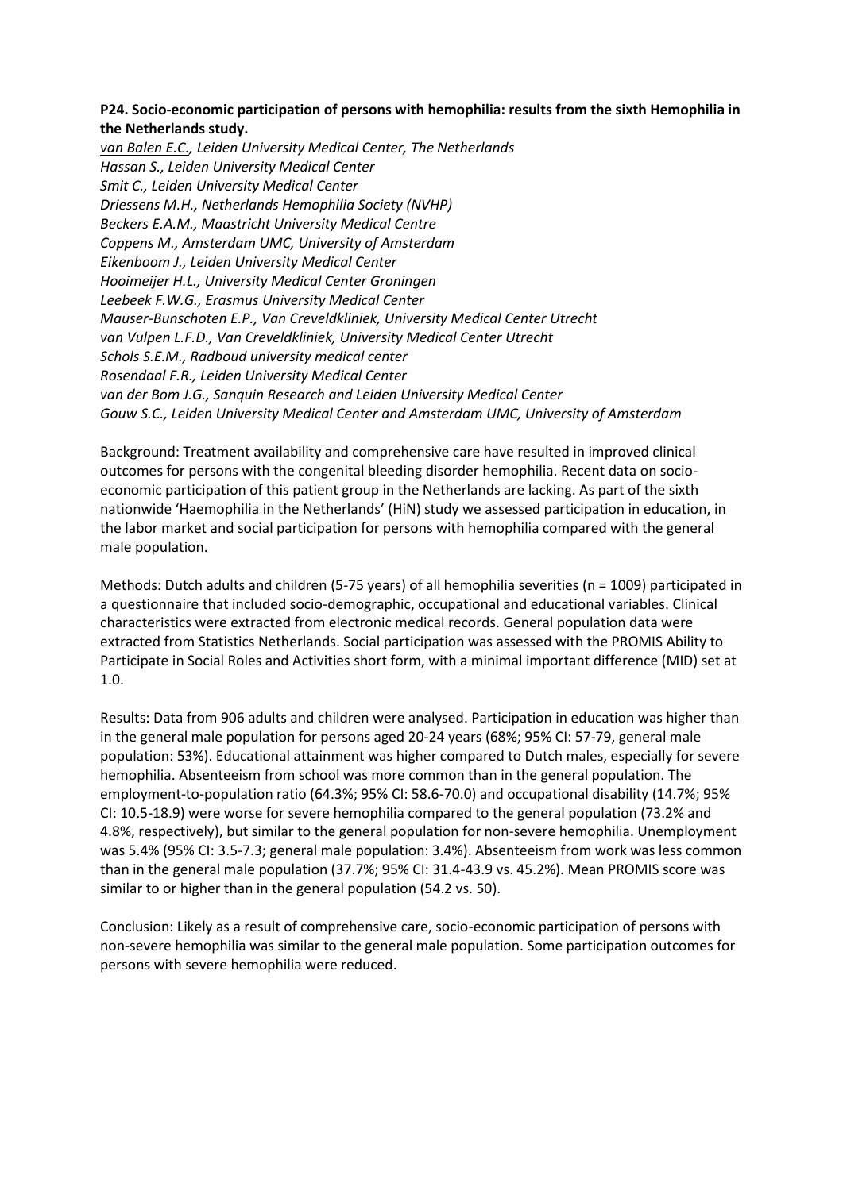**P24. Socio-economic participation of persons with hemophilia: results from the sixth Hemophilia in the Netherlands study.**

*van Balen E.C., Leiden University Medical Center, The Netherlands*
*Hassan S., Leiden University Medical Center*
*Smit C., Leiden University Medical Center*
*Driessens M.H., Netherlands Hemophilia Society (NVHP)*
*Beckers E.A.M., Maastricht University Medical Centre*
*Coppens M., Amsterdam UMC, University of Amsterdam*
*Eikenboom J., Leiden University Medical Center*
*Hooimeijer H.L., University Medical Center Groningen*
*Leebeek F.W.G., Erasmus University Medical Center*
*Mauser-Bunschoten E.P., Van Creveldkliniek, University Medical Center Utrecht*
*van Vulpen L.F.D., Van Creveldkliniek, University Medical Center Utrecht*
*Schols S.E.M., Radboud university medical center*
*Rosendaal F.R., Leiden University Medical Center*
*van der Bom J.G., Sanquin Research and Leiden University Medical Center*
*Gouw S.C., Leiden University Medical Center and Amsterdam UMC, University of Amsterdam*

Background: Treatment availability and comprehensive care have resulted in improved clinical outcomes for persons with the congenital bleeding disorder hemophilia. Recent data on socio-economic participation of this patient group in the Netherlands are lacking. As part of the sixth nationwide 'Haemophilia in the Netherlands' (HiN) study we assessed participation in education, in the labor market and social participation for persons with hemophilia compared with the general male population.

Methods: Dutch adults and children (5-75 years) of all hemophilia severities (n = 1009) participated in a questionnaire that included socio-demographic, occupational and educational variables. Clinical characteristics were extracted from electronic medical records. General population data were extracted from Statistics Netherlands. Social participation was assessed with the PROMIS Ability to Participate in Social Roles and Activities short form, with a minimal important difference (MID) set at 1.0.

Results: Data from 906 adults and children were analysed. Participation in education was higher than in the general male population for persons aged 20-24 years (68%; 95% CI: 57-79, general male population: 53%). Educational attainment was higher compared to Dutch males, especially for severe hemophilia. Absenteeism from school was more common than in the general population. The employment-to-population ratio (64.3%; 95% CI: 58.6-70.0) and occupational disability (14.7%; 95% CI: 10.5-18.9) were worse for severe hemophilia compared to the general population (73.2% and 4.8%, respectively), but similar to the general population for non-severe hemophilia. Unemployment was 5.4% (95% CI: 3.5-7.3; general male population: 3.4%). Absenteeism from work was less common than in the general male population (37.7%; 95% CI: 31.4-43.9 vs. 45.2%). Mean PROMIS score was similar to or higher than in the general population (54.2 vs. 50).

Conclusion: Likely as a result of comprehensive care, socio-economic participation of persons with non-severe hemophilia was similar to the general male population. Some participation outcomes for persons with severe hemophilia were reduced.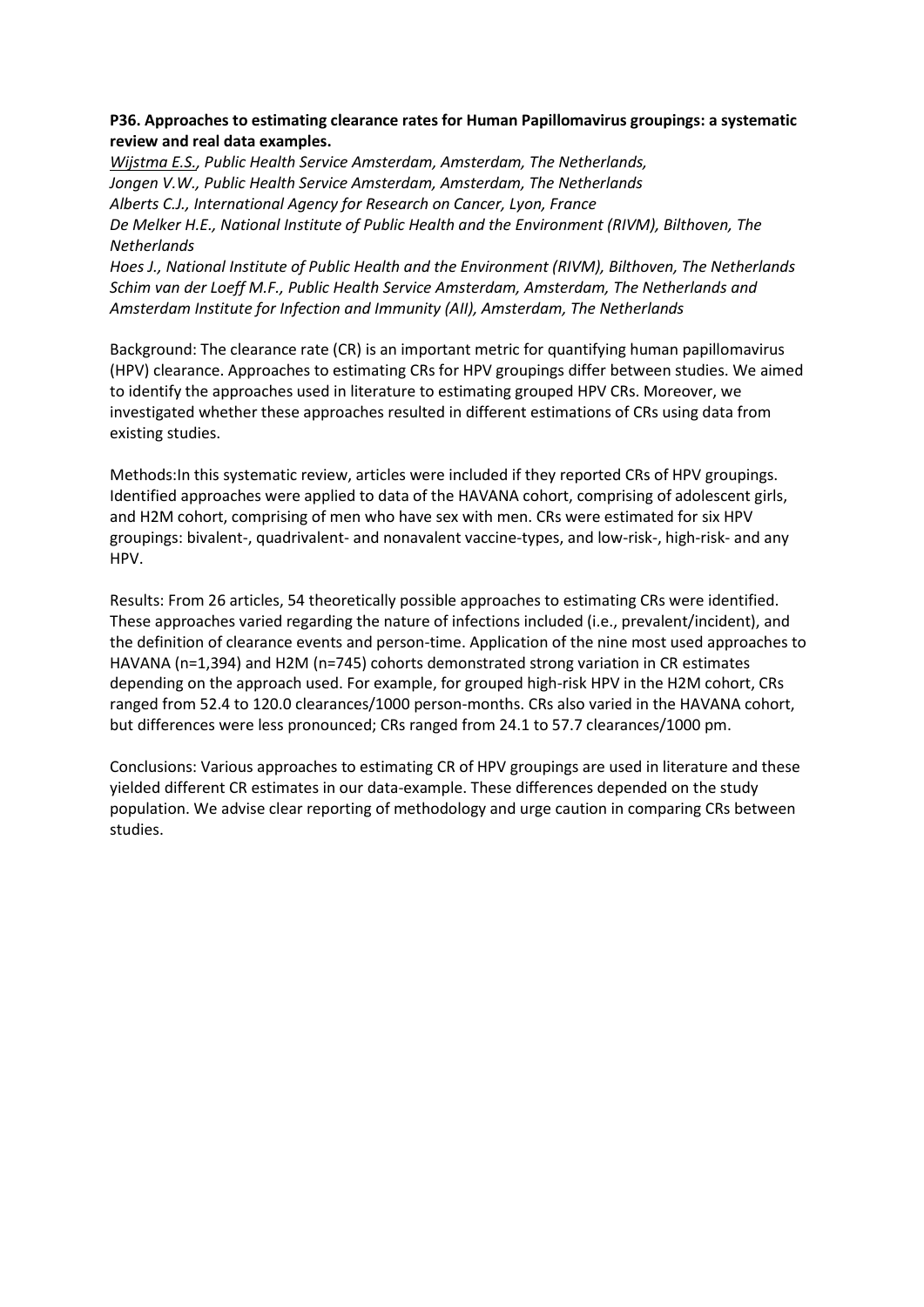**P36. Approaches to estimating clearance rates for Human Papillomavirus groupings: a systematic review and real data examples.**

*Wijstma E.S., Public Health Service Amsterdam, Amsterdam, The Netherlands,*
*Jongen V.W., Public Health Service Amsterdam, Amsterdam, The Netherlands*
*Alberts C.J., International Agency for Research on Cancer, Lyon, France*
*De Melker H.E., National Institute of Public Health and the Environment (RIVM), Bilthoven, The Netherlands*
*Hoes J., National Institute of Public Health and the Environment (RIVM), Bilthoven, The Netherlands*
*Schim van der Loeff M.F., Public Health Service Amsterdam, Amsterdam, The Netherlands and Amsterdam Institute for Infection and Immunity (AII), Amsterdam, The Netherlands*

Background: The clearance rate (CR) is an important metric for quantifying human papillomavirus (HPV) clearance. Approaches to estimating CRs for HPV groupings differ between studies. We aimed to identify the approaches used in literature to estimating grouped HPV CRs. Moreover, we investigated whether these approaches resulted in different estimations of CRs using data from existing studies.

Methods:In this systematic review, articles were included if they reported CRs of HPV groupings. Identified approaches were applied to data of the HAVANA cohort, comprising of adolescent girls, and H2M cohort, comprising of men who have sex with men. CRs were estimated for six HPV groupings: bivalent-, quadrivalent- and nonavalent vaccine-types, and low-risk-, high-risk- and any HPV.

Results: From 26 articles, 54 theoretically possible approaches to estimating CRs were identified. These approaches varied regarding the nature of infections included (i.e., prevalent/incident), and the definition of clearance events and person-time. Application of the nine most used approaches to HAVANA (n=1,394) and H2M (n=745) cohorts demonstrated strong variation in CR estimates depending on the approach used. For example, for grouped high-risk HPV in the H2M cohort, CRs ranged from 52.4 to 120.0 clearances/1000 person-months. CRs also varied in the HAVANA cohort, but differences were less pronounced; CRs ranged from 24.1 to 57.7 clearances/1000 pm.

Conclusions: Various approaches to estimating CR of HPV groupings are used in literature and these yielded different CR estimates in our data-example. These differences depended on the study population. We advise clear reporting of methodology and urge caution in comparing CRs between studies.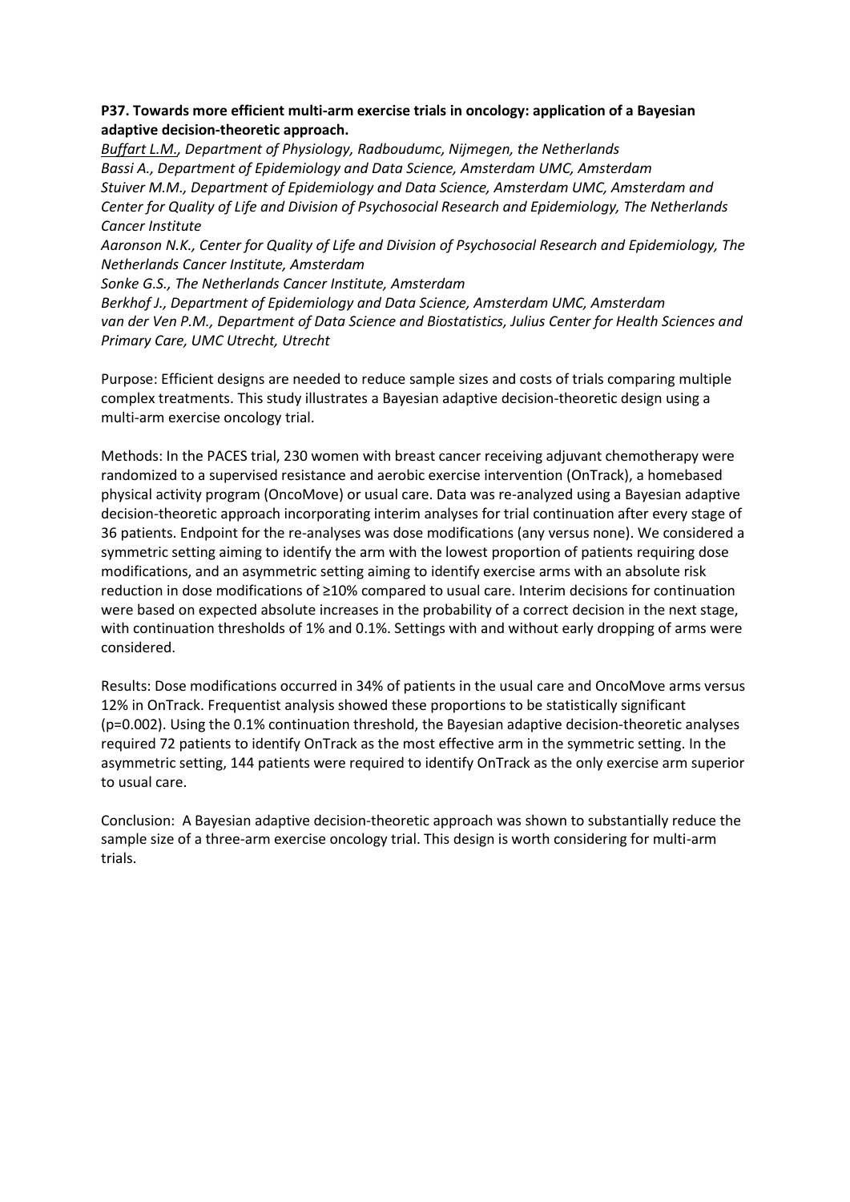**P37. Towards more efficient multi-arm exercise trials in oncology: application of a Bayesian adaptive decision-theoretic approach.**

*Buffart L.M., Department of Physiology, Radboudumc, Nijmegen, the Netherlands*
*Bassi A., Department of Epidemiology and Data Science, Amsterdam UMC, Amsterdam*
*Stuiver M.M., Department of Epidemiology and Data Science, Amsterdam UMC, Amsterdam and Center for Quality of Life and Division of Psychosocial Research and Epidemiology, The Netherlands Cancer Institute*
*Aaronson N.K., Center for Quality of Life and Division of Psychosocial Research and Epidemiology, The Netherlands Cancer Institute, Amsterdam*
*Sonke G.S., The Netherlands Cancer Institute, Amsterdam*
*Berkhof J., Department of Epidemiology and Data Science, Amsterdam UMC, Amsterdam*
*van der Ven P.M., Department of Data Science and Biostatistics, Julius Center for Health Sciences and Primary Care, UMC Utrecht, Utrecht*

Purpose: Efficient designs are needed to reduce sample sizes and costs of trials comparing multiple complex treatments. This study illustrates a Bayesian adaptive decision-theoretic design using a multi-arm exercise oncology trial.

Methods: In the PACES trial, 230 women with breast cancer receiving adjuvant chemotherapy were randomized to a supervised resistance and aerobic exercise intervention (OnTrack), a homebased physical activity program (OncoMove) or usual care. Data was re-analyzed using a Bayesian adaptive decision-theoretic approach incorporating interim analyses for trial continuation after every stage of 36 patients. Endpoint for the re-analyses was dose modifications (any versus none). We considered a symmetric setting aiming to identify the arm with the lowest proportion of patients requiring dose modifications, and an asymmetric setting aiming to identify exercise arms with an absolute risk reduction in dose modifications of ≥10% compared to usual care. Interim decisions for continuation were based on expected absolute increases in the probability of a correct decision in the next stage, with continuation thresholds of 1% and 0.1%. Settings with and without early dropping of arms were considered.

Results: Dose modifications occurred in 34% of patients in the usual care and OncoMove arms versus 12% in OnTrack. Frequentist analysis showed these proportions to be statistically significant ($p=0.002$). Using the 0.1% continuation threshold, the Bayesian adaptive decision-theoretic analyses required 72 patients to identify OnTrack as the most effective arm in the symmetric setting. In the asymmetric setting, 144 patients were required to identify OnTrack as the only exercise arm superior to usual care.

Conclusion: A Bayesian adaptive decision-theoretic approach was shown to substantially reduce the sample size of a three-arm exercise oncology trial. This design is worth considering for multi-arm trials.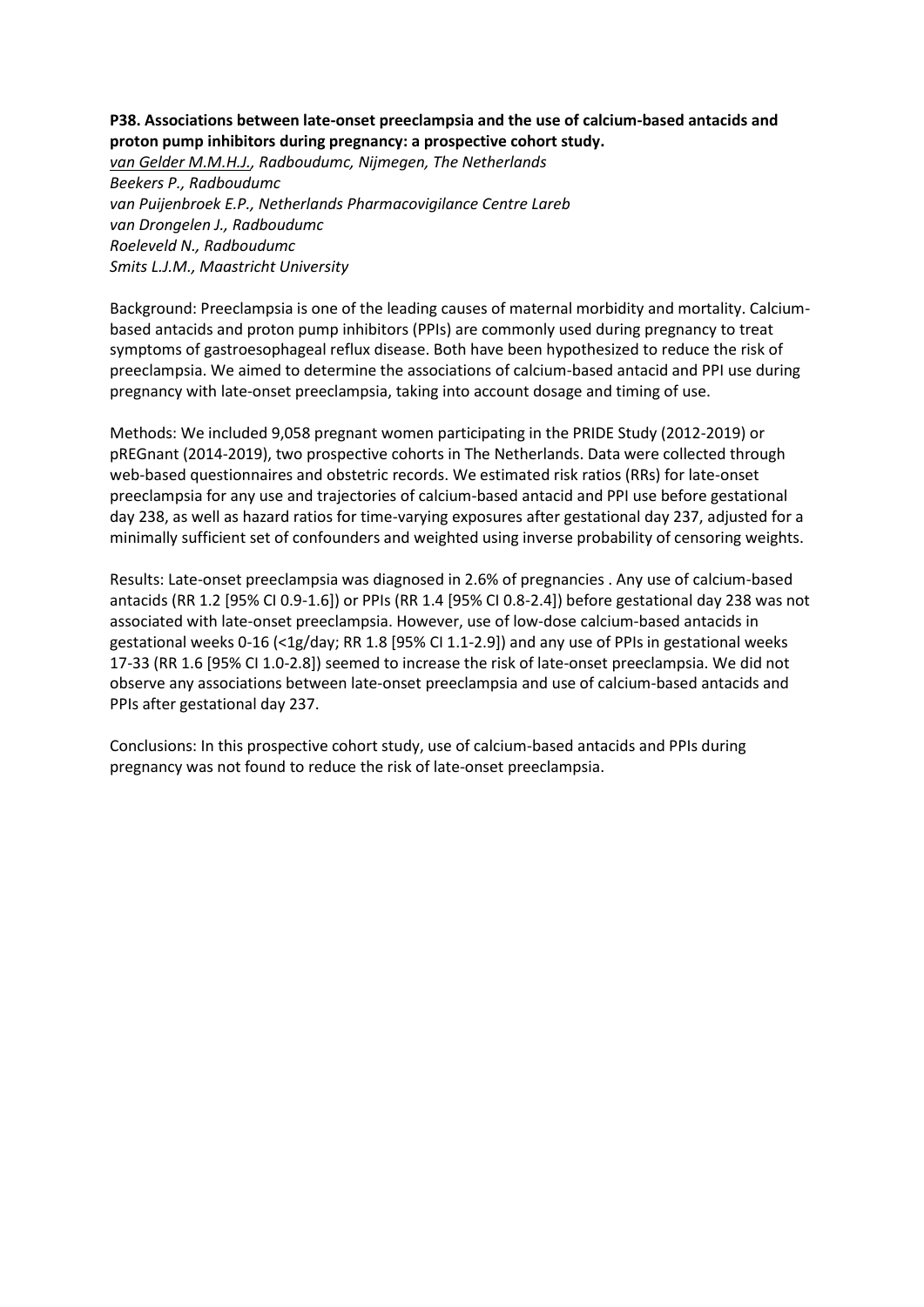**P38. Associations between late-onset preeclampsia and the use of calcium-based antacids and proton pump inhibitors during pregnancy: a prospective cohort study.**

*van Gelder M.M.H.J., Radboudumc, Nijmegen, The Netherlands*
*Beekers P., Radboudumc*
*van Puijenbroek E.P., Netherlands Pharmacovigilance Centre Lareb*
*van Drongelen J., Radboudumc*
*Roeleveld N., Radboudumc*
*Smits L.J.M., Maastricht University*

Background: Preeclampsia is one of the leading causes of maternal morbidity and mortality. Calcium-based antacids and proton pump inhibitors (PPIs) are commonly used during pregnancy to treat symptoms of gastroesophageal reflux disease. Both have been hypothesized to reduce the risk of preeclampsia. We aimed to determine the associations of calcium-based antacid and PPI use during pregnancy with late-onset preeclampsia, taking into account dosage and timing of use.

Methods: We included 9,058 pregnant women participating in the PRIDE Study (2012-2019) or pREGnant (2014-2019), two prospective cohorts in The Netherlands. Data were collected through web-based questionnaires and obstetric records. We estimated risk ratios (RRs) for late-onset preeclampsia for any use and trajectories of calcium-based antacid and PPI use before gestational day 238, as well as hazard ratios for time-varying exposures after gestational day 237, adjusted for a minimally sufficient set of confounders and weighted using inverse probability of censoring weights.

Results: Late-onset preeclampsia was diagnosed in 2.6% of pregnancies . Any use of calcium-based antacids (RR 1.2 [95% CI 0.9-1.6]) or PPIs (RR 1.4 [95% CI 0.8-2.4]) before gestational day 238 was not associated with late-onset preeclampsia. However, use of low-dose calcium-based antacids in gestational weeks 0-16 (<1g/day; RR 1.8 [95% CI 1.1-2.9]) and any use of PPIs in gestational weeks 17-33 (RR 1.6 [95% CI 1.0-2.8]) seemed to increase the risk of late-onset preeclampsia. We did not observe any associations between late-onset preeclampsia and use of calcium-based antacids and PPIs after gestational day 237.

Conclusions: In this prospective cohort study, use of calcium-based antacids and PPIs during pregnancy was not found to reduce the risk of late-onset preeclampsia.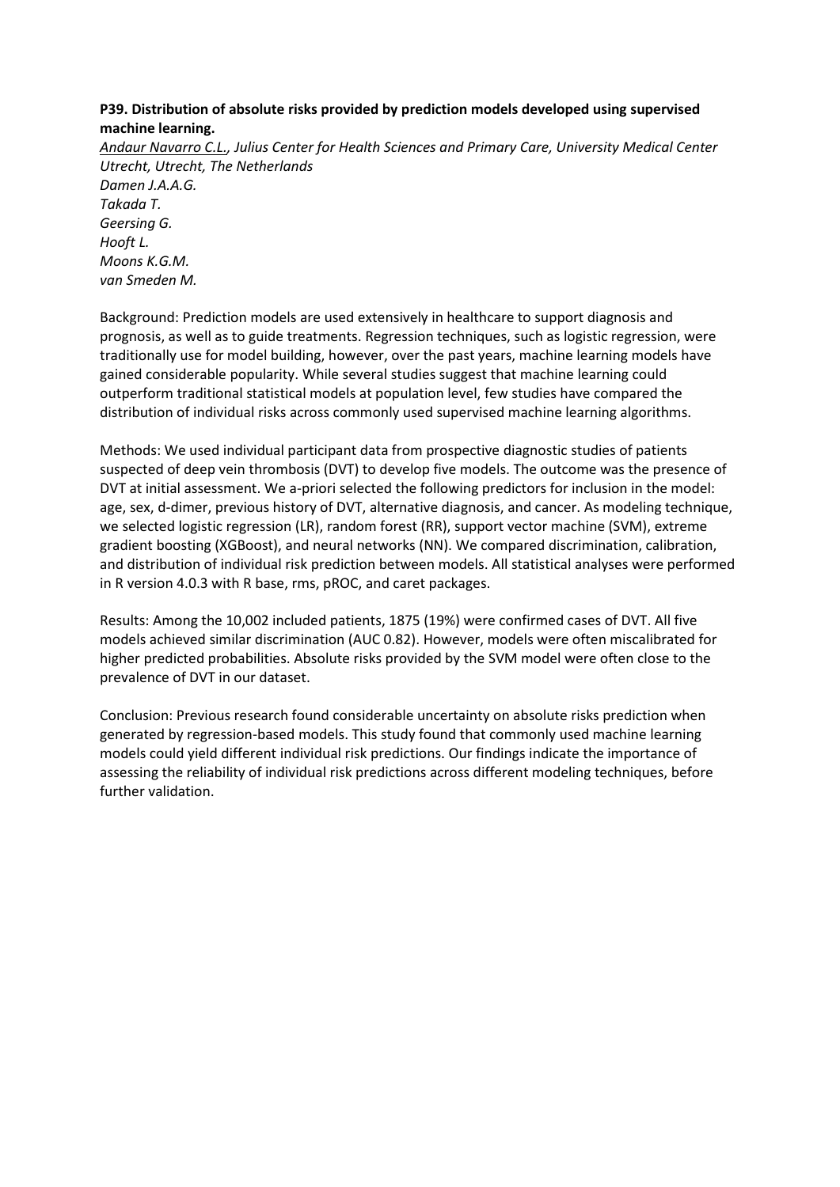**P39. Distribution of absolute risks provided by prediction models developed using supervised machine learning.**

*Andaur Navarro C.L., Julius Center for Health Sciences and Primary Care, University Medical Center Utrecht, Utrecht, The Netherlands*
*Damen J.A.A.G.*
*Takada T.*
*Geersing G.*
*Hooft L.*
*Moons K.G.M.*
*van Smeden M.*

Background: Prediction models are used extensively in healthcare to support diagnosis and prognosis, as well as to guide treatments. Regression techniques, such as logistic regression, were traditionally use for model building, however, over the past years, machine learning models have gained considerable popularity. While several studies suggest that machine learning could outperform traditional statistical models at population level, few studies have compared the distribution of individual risks across commonly used supervised machine learning algorithms.

Methods: We used individual participant data from prospective diagnostic studies of patients suspected of deep vein thrombosis (DVT) to develop five models. The outcome was the presence of DVT at initial assessment. We a-priori selected the following predictors for inclusion in the model: age, sex, d-dimer, previous history of DVT, alternative diagnosis, and cancer. As modeling technique, we selected logistic regression (LR), random forest (RR), support vector machine (SVM), extreme gradient boosting (XGBoost), and neural networks (NN). We compared discrimination, calibration, and distribution of individual risk prediction between models. All statistical analyses were performed in R version 4.0.3 with R base, rms, pROC, and caret packages.

Results: Among the 10,002 included patients, 1875 (19%) were confirmed cases of DVT. All five models achieved similar discrimination (AUC 0.82). However, models were often miscalibrated for higher predicted probabilities. Absolute risks provided by the SVM model were often close to the prevalence of DVT in our dataset.

Conclusion: Previous research found considerable uncertainty on absolute risks prediction when generated by regression-based models. This study found that commonly used machine learning models could yield different individual risk predictions. Our findings indicate the importance of assessing the reliability of individual risk predictions across different modeling techniques, before further validation.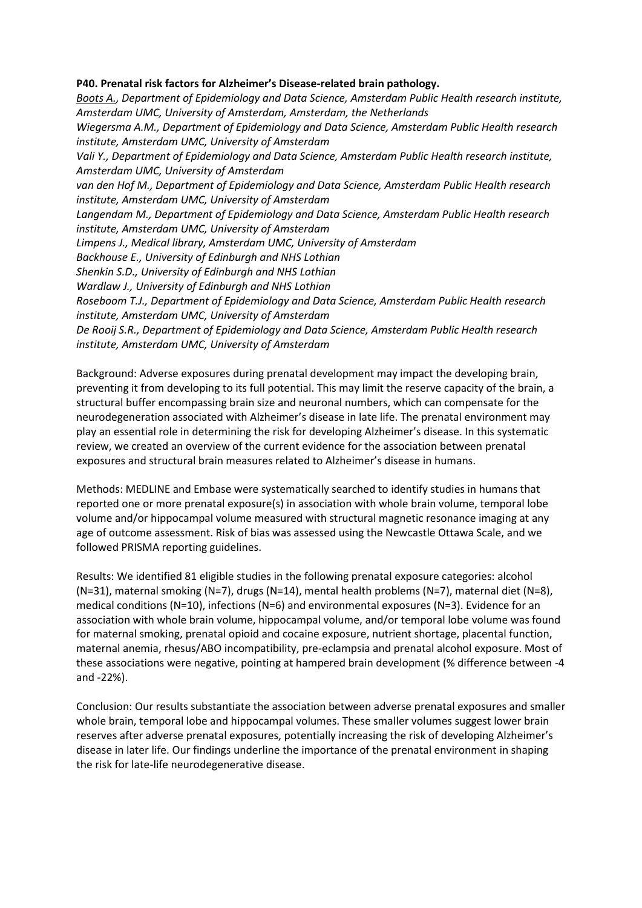**P40. Prenatal risk factors for Alzheimer's Disease-related brain pathology.**

*Boots A., Department of Epidemiology and Data Science, Amsterdam Public Health research institute, Amsterdam UMC, University of Amsterdam, Amsterdam, the Netherlands*
*Wiegersma A.M., Department of Epidemiology and Data Science, Amsterdam Public Health research institute, Amsterdam UMC, University of Amsterdam*
*Vali Y., Department of Epidemiology and Data Science, Amsterdam Public Health research institute, Amsterdam UMC, University of Amsterdam*
*van den Hof M., Department of Epidemiology and Data Science, Amsterdam Public Health research institute, Amsterdam UMC, University of Amsterdam*
*Langendam M., Department of Epidemiology and Data Science, Amsterdam Public Health research institute, Amsterdam UMC, University of Amsterdam*
*Limpens J., Medical library, Amsterdam UMC, University of Amsterdam*
*Backhouse E., University of Edinburgh and NHS Lothian*
*Shenkin S.D., University of Edinburgh and NHS Lothian*
*Wardlaw J., University of Edinburgh and NHS Lothian*
*Roseboom T.J., Department of Epidemiology and Data Science, Amsterdam Public Health research institute, Amsterdam UMC, University of Amsterdam*
*De Rooij S.R., Department of Epidemiology and Data Science, Amsterdam Public Health research institute, Amsterdam UMC, University of Amsterdam*

Background: Adverse exposures during prenatal development may impact the developing brain, preventing it from developing to its full potential. This may limit the reserve capacity of the brain, a structural buffer encompassing brain size and neuronal numbers, which can compensate for the neurodegeneration associated with Alzheimer's disease in late life. The prenatal environment may play an essential role in determining the risk for developing Alzheimer's disease. In this systematic review, we created an overview of the current evidence for the association between prenatal exposures and structural brain measures related to Alzheimer's disease in humans.

Methods: MEDLINE and Embase were systematically searched to identify studies in humans that reported one or more prenatal exposure(s) in association with whole brain volume, temporal lobe volume and/or hippocampal volume measured with structural magnetic resonance imaging at any age of outcome assessment. Risk of bias was assessed using the Newcastle Ottawa Scale, and we followed PRISMA reporting guidelines.

Results: We identified 81 eligible studies in the following prenatal exposure categories: alcohol (N=31), maternal smoking (N=7), drugs (N=14), mental health problems (N=7), maternal diet (N=8), medical conditions (N=10), infections (N=6) and environmental exposures (N=3). Evidence for an association with whole brain volume, hippocampal volume, and/or temporal lobe volume was found for maternal smoking, prenatal opioid and cocaine exposure, nutrient shortage, placental function, maternal anemia, rhesus/ABO incompatibility, pre-eclampsia and prenatal alcohol exposure. Most of these associations were negative, pointing at hampered brain development (% difference between -4 and -22%).

Conclusion: Our results substantiate the association between adverse prenatal exposures and smaller whole brain, temporal lobe and hippocampal volumes. These smaller volumes suggest lower brain reserves after adverse prenatal exposures, potentially increasing the risk of developing Alzheimer's disease in later life. Our findings underline the importance of the prenatal environment in shaping the risk for late-life neurodegenerative disease.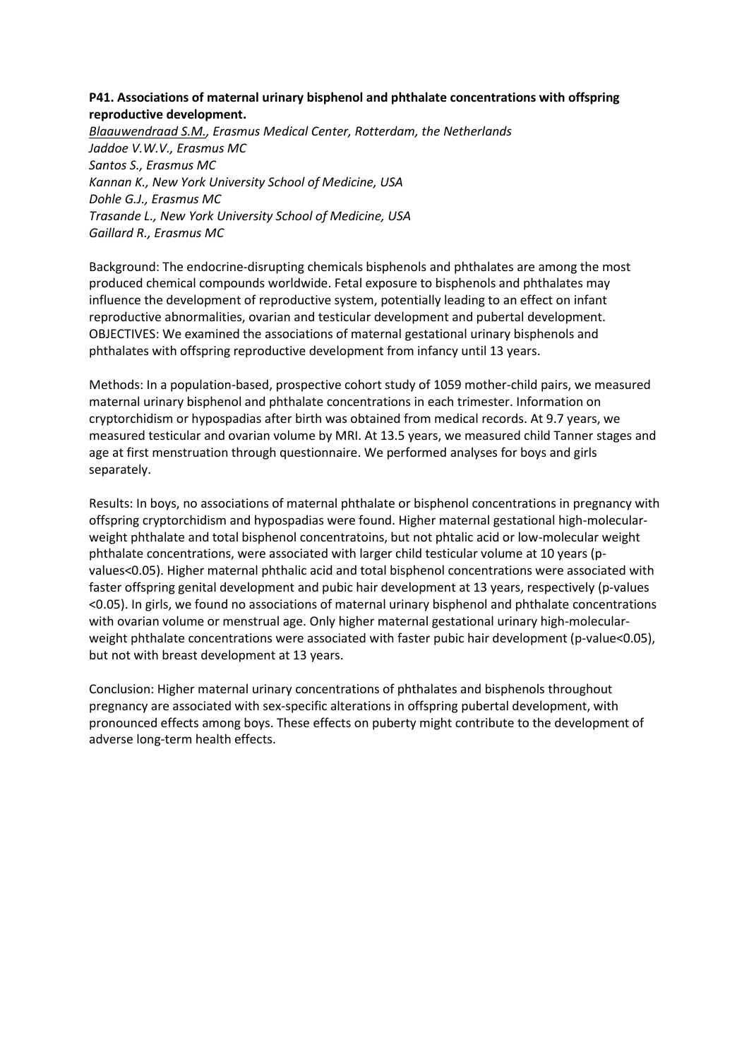**P41. Associations of maternal urinary bisphenol and phthalate concentrations with offspring reproductive development.**

*Blaauwendraad S.M., Erasmus Medical Center, Rotterdam, the Netherlands*
*Jaddoe V.W.V., Erasmus MC*
*Santos S., Erasmus MC*
*Kannan K., New York University School of Medicine, USA*
*Dohle G.J., Erasmus MC*
*Trasande L., New York University School of Medicine, USA*
*Gaillard R., Erasmus MC*

Background: The endocrine-disrupting chemicals bisphenols and phthalates are among the most produced chemical compounds worldwide. Fetal exposure to bisphenols and phthalates may influence the development of reproductive system, potentially leading to an effect on infant reproductive abnormalities, ovarian and testicular development and pubertal development. OBJECTIVES: We examined the associations of maternal gestational urinary bisphenols and phthalates with offspring reproductive development from infancy until 13 years.

Methods: In a population-based, prospective cohort study of 1059 mother-child pairs, we measured maternal urinary bisphenol and phthalate concentrations in each trimester. Information on cryptorchidism or hypospadias after birth was obtained from medical records. At 9.7 years, we measured testicular and ovarian volume by MRI. At 13.5 years, we measured child Tanner stages and age at first menstruation through questionnaire. We performed analyses for boys and girls separately.

Results: In boys, no associations of maternal phthalate or bisphenol concentrations in pregnancy with offspring cryptorchidism and hypospadias were found. Higher maternal gestational high-molecular-weight phthalate and total bisphenol concentratoins, but not phtalic acid or low-molecular weight phthalate concentrations, were associated with larger child testicular volume at 10 years (p-values<0.05). Higher maternal phthalic acid and total bisphenol concentrations were associated with faster offspring genital development and pubic hair development at 13 years, respectively (p-values <0.05). In girls, we found no associations of maternal urinary bisphenol and phthalate concentrations with ovarian volume or menstrual age. Only higher maternal gestational urinary high-molecular-weight phthalate concentrations were associated with faster pubic hair development (p-value<0.05), but not with breast development at 13 years.

Conclusion: Higher maternal urinary concentrations of phthalates and bisphenols throughout pregnancy are associated with sex-specific alterations in offspring pubertal development, with pronounced effects among boys. These effects on puberty might contribute to the development of adverse long-term health effects.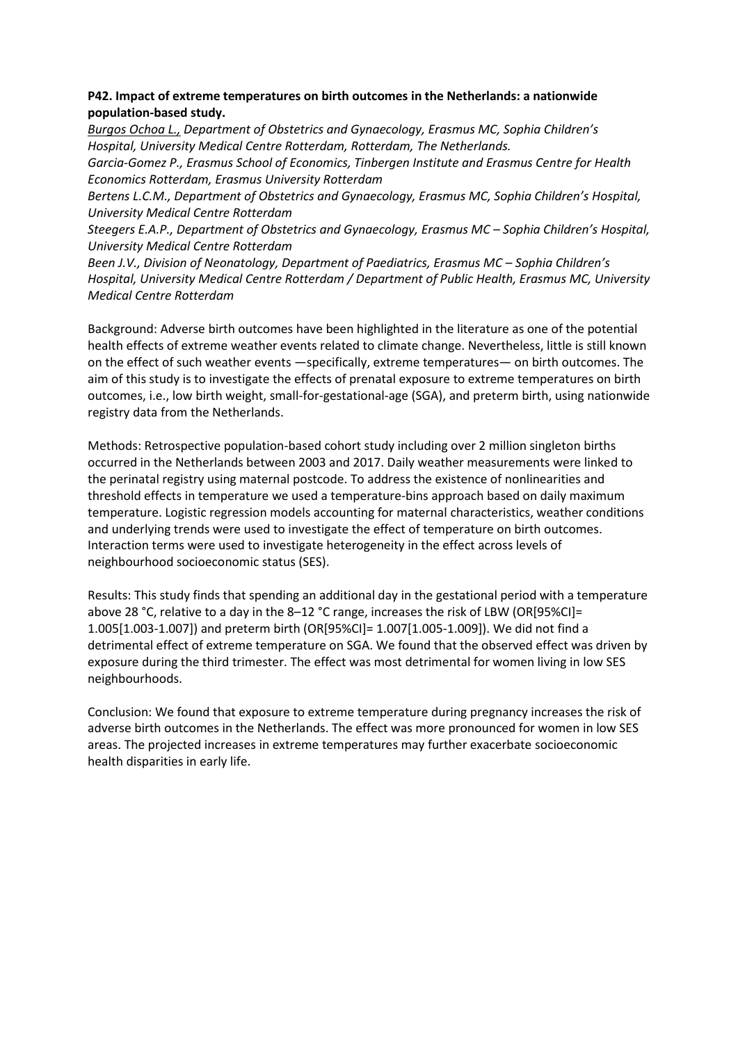**P42. Impact of extreme temperatures on birth outcomes in the Netherlands: a nationwide population-based study.**

*Burgos Ochoa L., Department of Obstetrics and Gynaecology, Erasmus MC, Sophia Children's Hospital, University Medical Centre Rotterdam, Rotterdam, The Netherlands.*

*Garcia-Gomez P., Erasmus School of Economics, Tinbergen Institute and Erasmus Centre for Health Economics Rotterdam, Erasmus University Rotterdam*

*Bertens L.C.M., Department of Obstetrics and Gynaecology, Erasmus MC, Sophia Children's Hospital, University Medical Centre Rotterdam*

*Steegers E.A.P., Department of Obstetrics and Gynaecology, Erasmus MC – Sophia Children's Hospital, University Medical Centre Rotterdam*

*Been J.V., Division of Neonatology, Department of Paediatrics, Erasmus MC – Sophia Children's Hospital, University Medical Centre Rotterdam / Department of Public Health, Erasmus MC, University Medical Centre Rotterdam*

Background: Adverse birth outcomes have been highlighted in the literature as one of the potential health effects of extreme weather events related to climate change. Nevertheless, little is still known on the effect of such weather events —specifically, extreme temperatures— on birth outcomes. The aim of this study is to investigate the effects of prenatal exposure to extreme temperatures on birth outcomes, i.e., low birth weight, small-for-gestational-age (SGA), and preterm birth, using nationwide registry data from the Netherlands.

Methods: Retrospective population-based cohort study including over 2 million singleton births occurred in the Netherlands between 2003 and 2017. Daily weather measurements were linked to the perinatal registry using maternal postcode. To address the existence of nonlinearities and threshold effects in temperature we used a temperature-bins approach based on daily maximum temperature. Logistic regression models accounting for maternal characteristics, weather conditions and underlying trends were used to investigate the effect of temperature on birth outcomes. Interaction terms were used to investigate heterogeneity in the effect across levels of neighbourhood socioeconomic status (SES).

Results: This study finds that spending an additional day in the gestational period with a temperature above 28 °C, relative to a day in the 8–12 °C range, increases the risk of LBW (OR[95%CI]= 1.005[1.003-1.007]) and preterm birth (OR[95%CI]= 1.007[1.005-1.009]). We did not find a detrimental effect of extreme temperature on SGA. We found that the observed effect was driven by exposure during the third trimester. The effect was most detrimental for women living in low SES neighbourhoods.

Conclusion: We found that exposure to extreme temperature during pregnancy increases the risk of adverse birth outcomes in the Netherlands. The effect was more pronounced for women in low SES areas. The projected increases in extreme temperatures may further exacerbate socioeconomic health disparities in early life.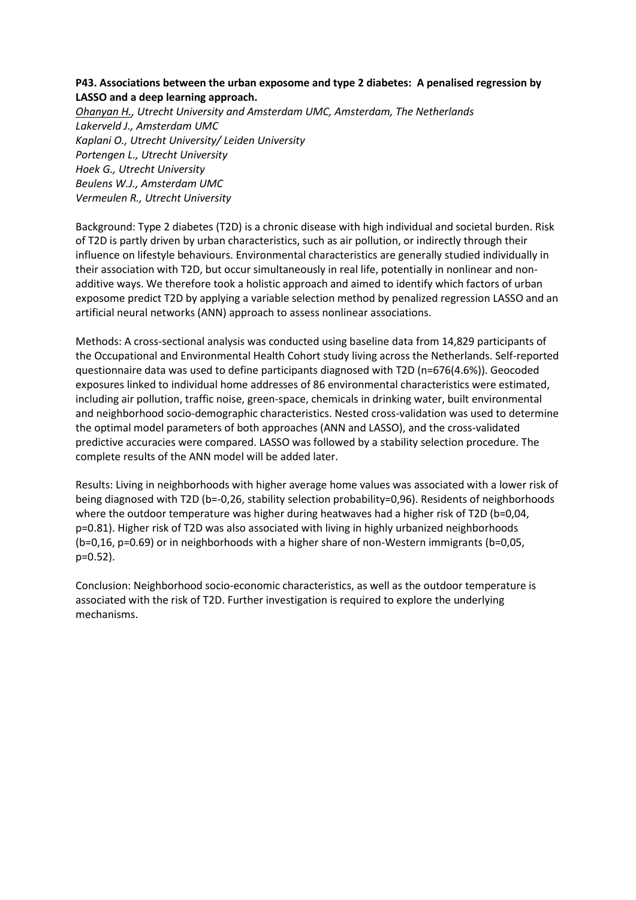**P43. Associations between the urban exposome and type 2 diabetes: A penalised regression by LASSO and a deep learning approach.**

*Ohanyan H., Utrecht University and Amsterdam UMC, Amsterdam, The Netherlands*
*Lakerveld J., Amsterdam UMC*
*Kaplani O., Utrecht University/ Leiden University*
*Portengen L., Utrecht University*
*Hoek G., Utrecht University*
*Beulens W.J., Amsterdam UMC*
*Vermeulen R., Utrecht University*

Background: Type 2 diabetes (T2D) is a chronic disease with high individual and societal burden. Risk of T2D is partly driven by urban characteristics, such as air pollution, or indirectly through their influence on lifestyle behaviours. Environmental characteristics are generally studied individually in their association with T2D, but occur simultaneously in real life, potentially in nonlinear and non-additive ways. We therefore took a holistic approach and aimed to identify which factors of urban exposome predict T2D by applying a variable selection method by penalized regression LASSO and an artificial neural networks (ANN) approach to assess nonlinear associations.

Methods: A cross-sectional analysis was conducted using baseline data from 14,829 participants of the Occupational and Environmental Health Cohort study living across the Netherlands. Self-reported questionnaire data was used to define participants diagnosed with T2D (n=676(4.6%)). Geocoded exposures linked to individual home addresses of 86 environmental characteristics were estimated, including air pollution, traffic noise, green-space, chemicals in drinking water, built environmental and neighborhood socio-demographic characteristics. Nested cross-validation was used to determine the optimal model parameters of both approaches (ANN and LASSO), and the cross-validated predictive accuracies were compared. LASSO was followed by a stability selection procedure. The complete results of the ANN model will be added later.

Results: Living in neighborhoods with higher average home values was associated with a lower risk of being diagnosed with T2D (b=-0,26, stability selection probability=0,96). Residents of neighborhoods where the outdoor temperature was higher during heatwaves had a higher risk of T2D (b=0,04, p=0.81). Higher risk of T2D was also associated with living in highly urbanized neighborhoods (b=0,16, p=0.69) or in neighborhoods with a higher share of non-Western immigrants (b=0,05, p=0.52).

Conclusion: Neighborhood socio-economic characteristics, as well as the outdoor temperature is associated with the risk of T2D. Further investigation is required to explore the underlying mechanisms.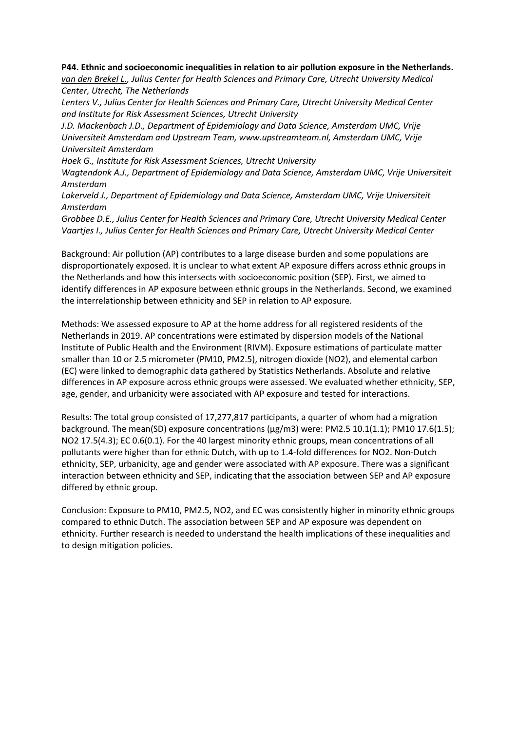**P44. Ethnic and socioeconomic inequalities in relation to air pollution exposure in the Netherlands.**

*van den Brekel L., Julius Center for Health Sciences and Primary Care, Utrecht University Medical Center, Utrecht, The Netherlands*

*Lenters V., Julius Center for Health Sciences and Primary Care, Utrecht University Medical Center and Institute for Risk Assessment Sciences, Utrecht University*

*J.D. Mackenbach J.D., Department of Epidemiology and Data Science, Amsterdam UMC, Vrije Universiteit Amsterdam and Upstream Team, www.upstreamteam.nl, Amsterdam UMC, Vrije Universiteit Amsterdam*

*Hoek G., Institute for Risk Assessment Sciences, Utrecht University*

*Wagtendonk A.J., Department of Epidemiology and Data Science, Amsterdam UMC, Vrije Universiteit Amsterdam*

*Lakerveld J., Department of Epidemiology and Data Science, Amsterdam UMC, Vrije Universiteit Amsterdam*

*Grobbee D.E., Julius Center for Health Sciences and Primary Care, Utrecht University Medical Center*

*Vaartjes I., Julius Center for Health Sciences and Primary Care, Utrecht University Medical Center*

Background: Air pollution (AP) contributes to a large disease burden and some populations are disproportionately exposed. It is unclear to what extent AP exposure differs across ethnic groups in the Netherlands and how this intersects with socioeconomic position (SEP). First, we aimed to identify differences in AP exposure between ethnic groups in the Netherlands. Second, we examined the interrelationship between ethnicity and SEP in relation to AP exposure.

Methods: We assessed exposure to AP at the home address for all registered residents of the Netherlands in 2019. AP concentrations were estimated by dispersion models of the National Institute of Public Health and the Environment (RIVM). Exposure estimations of particulate matter smaller than 10 or 2.5 micrometer (PM10, PM2.5), nitrogen dioxide (NO2), and elemental carbon (EC) were linked to demographic data gathered by Statistics Netherlands. Absolute and relative differences in AP exposure across ethnic groups were assessed. We evaluated whether ethnicity, SEP, age, gender, and urbanicity were associated with AP exposure and tested for interactions.

Results: The total group consisted of 17,277,817 participants, a quarter of whom had a migration background. The mean(SD) exposure concentrations (μg/m3) were: PM2.5 10.1(1.1); PM10 17.6(1.5); NO2 17.5(4.3); EC 0.6(0.1). For the 40 largest minority ethnic groups, mean concentrations of all pollutants were higher than for ethnic Dutch, with up to 1.4-fold differences for NO2. Non-Dutch ethnicity, SEP, urbanicity, age and gender were associated with AP exposure. There was a significant interaction between ethnicity and SEP, indicating that the association between SEP and AP exposure differed by ethnic group.

Conclusion: Exposure to PM10, PM2.5, NO2, and EC was consistently higher in minority ethnic groups compared to ethnic Dutch. The association between SEP and AP exposure was dependent on ethnicity. Further research is needed to understand the health implications of these inequalities and to design mitigation policies.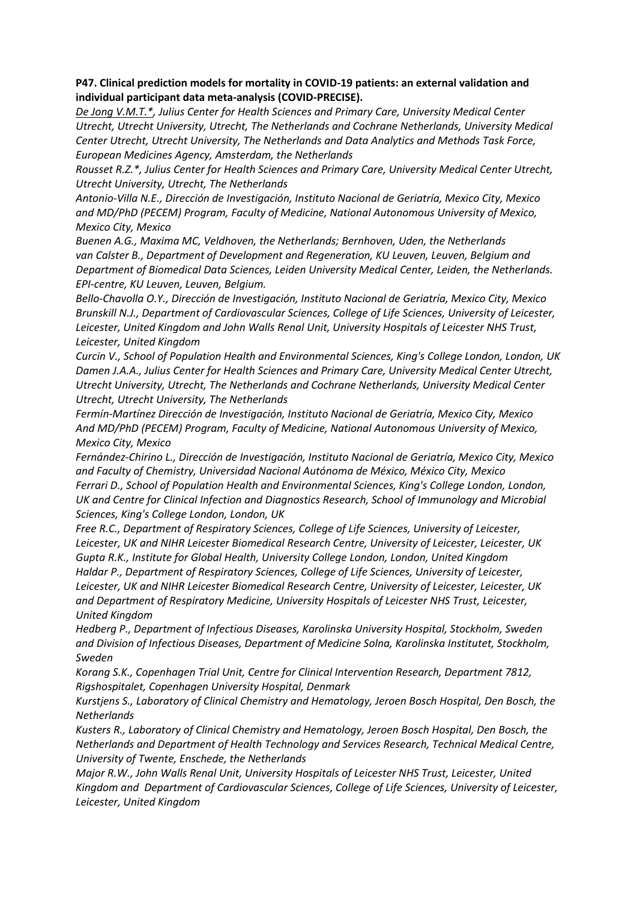**P47. Clinical prediction models for mortality in COVID-19 patients: an external validation and individual participant data meta-analysis (COVID-PRECISE).**

*De Jong V.M.T.*, Julius Center for Health Sciences and Primary Care, University Medical Center Utrecht, Utrecht University, Utrecht, The Netherlands and Cochrane Netherlands, University Medical Center Utrecht, Utrecht University, The Netherlands and Data Analytics and Methods Task Force, European Medicines Agency, Amsterdam, the Netherlands*

*Rousset R.Z.*, Julius Center for Health Sciences and Primary Care, University Medical Center Utrecht, Utrecht University, Utrecht, The Netherlands*

*Antonio-Villa N.E., Dirección de Investigación, Instituto Nacional de Geriatría, Mexico City, Mexico and MD/PhD (PECEM) Program, Faculty of Medicine, National Autonomous University of Mexico, Mexico City, Mexico*

*Buenen A.G., Maxima MC, Veldhoven, the Netherlands; Bernhoven, Uden, the Netherlands*

*van Calster B., Department of Development and Regeneration, KU Leuven, Leuven, Belgium and Department of Biomedical Data Sciences, Leiden University Medical Center, Leiden, the Netherlands. EPI-centre, KU Leuven, Leuven, Belgium.*

*Bello-Chavolla O.Y., Dirección de Investigación, Instituto Nacional de Geriatría, Mexico City, Mexico*

*Brunskill N.J., Department of Cardiovascular Sciences, College of Life Sciences, University of Leicester, Leicester, United Kingdom and John Walls Renal Unit, University Hospitals of Leicester NHS Trust, Leicester, United Kingdom*

*Curcin V., School of Population Health and Environmental Sciences, King's College London, London, UK*

*Damen J.A.A., Julius Center for Health Sciences and Primary Care, University Medical Center Utrecht, Utrecht University, Utrecht, The Netherlands and Cochrane Netherlands, University Medical Center Utrecht, Utrecht University, The Netherlands*

*Fermín-Martínez Dirección de Investigación, Instituto Nacional de Geriatría, Mexico City, Mexico And MD/PhD (PECEM) Program, Faculty of Medicine, National Autonomous University of Mexico, Mexico City, Mexico*

*Fernández-Chirino L., Dirección de Investigación, Instituto Nacional de Geriatría, Mexico City, Mexico and Faculty of Chemistry, Universidad Nacional Autónoma de México, México City, Mexico*

*Ferrari D., School of Population Health and Environmental Sciences, King's College London, London, UK and Centre for Clinical Infection and Diagnostics Research, School of Immunology and Microbial Sciences, King's College London, London, UK*

*Free R.C., Department of Respiratory Sciences, College of Life Sciences, University of Leicester, Leicester, UK and NIHR Leicester Biomedical Research Centre, University of Leicester, Leicester, UK*

*Gupta R.K., Institute for Global Health, University College London, London, United Kingdom*

*Haldar P., Department of Respiratory Sciences, College of Life Sciences, University of Leicester, Leicester, UK and NIHR Leicester Biomedical Research Centre, University of Leicester, Leicester, UK and Department of Respiratory Medicine, University Hospitals of Leicester NHS Trust, Leicester, United Kingdom*

*Hedberg P., Department of Infectious Diseases, Karolinska University Hospital, Stockholm, Sweden and Division of Infectious Diseases, Department of Medicine Solna, Karolinska Institutet, Stockholm, Sweden*

*Korang S.K., Copenhagen Trial Unit, Centre for Clinical Intervention Research, Department 7812, Rigshospitalet, Copenhagen University Hospital, Denmark*

*Kurstjens S., Laboratory of Clinical Chemistry and Hematology, Jeroen Bosch Hospital, Den Bosch, the Netherlands*

*Kusters R., Laboratory of Clinical Chemistry and Hematology, Jeroen Bosch Hospital, Den Bosch, the Netherlands and Department of Health Technology and Services Research, Technical Medical Centre, University of Twente, Enschede, the Netherlands*

*Major R.W., John Walls Renal Unit, University Hospitals of Leicester NHS Trust, Leicester, United Kingdom and Department of Cardiovascular Sciences, College of Life Sciences, University of Leicester, Leicester, United Kingdom*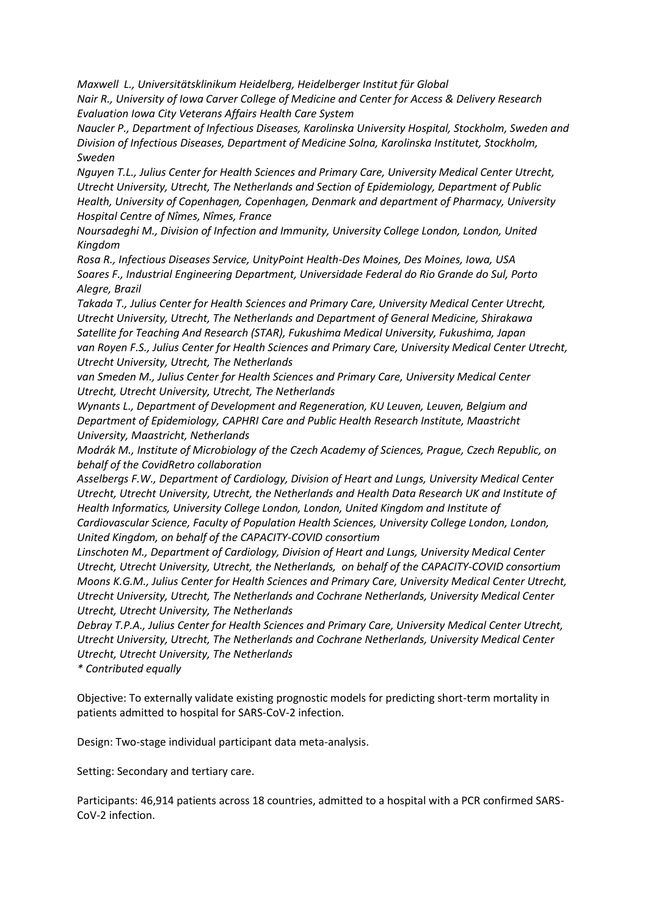*Maxwell L., Universitätsklinikum Heidelberg, Heidelberger Institut für Global*
*Nair R., University of Iowa Carver College of Medicine and Center for Access & Delivery Research Evaluation Iowa City Veterans Affairs Health Care System*
*Naucler P., Department of Infectious Diseases, Karolinska University Hospital, Stockholm, Sweden and Division of Infectious Diseases, Department of Medicine Solna, Karolinska Institutet, Stockholm, Sweden*
*Nguyen T.L., Julius Center for Health Sciences and Primary Care, University Medical Center Utrecht, Utrecht University, Utrecht, The Netherlands and Section of Epidemiology, Department of Public Health, University of Copenhagen, Copenhagen, Denmark and department of Pharmacy, University Hospital Centre of Nîmes, Nîmes, France*
*Noursadeghi M., Division of Infection and Immunity, University College London, London, United Kingdom*
*Rosa R., Infectious Diseases Service, UnityPoint Health-Des Moines, Des Moines, Iowa, USA*
*Soares F., Industrial Engineering Department, Universidade Federal do Rio Grande do Sul, Porto Alegre, Brazil*
*Takada T., Julius Center for Health Sciences and Primary Care, University Medical Center Utrecht, Utrecht University, Utrecht, The Netherlands and Department of General Medicine, Shirakawa Satellite for Teaching And Research (STAR), Fukushima Medical University, Fukushima, Japan*
*van Royen F.S., Julius Center for Health Sciences and Primary Care, University Medical Center Utrecht, Utrecht University, Utrecht, The Netherlands*
*van Smeden M., Julius Center for Health Sciences and Primary Care, University Medical Center Utrecht, Utrecht University, Utrecht, The Netherlands*
*Wynants L., Department of Development and Regeneration, KU Leuven, Leuven, Belgium and Department of Epidemiology, CAPHRI Care and Public Health Research Institute, Maastricht University, Maastricht, Netherlands*
*Modrák M., Institute of Microbiology of the Czech Academy of Sciences, Prague, Czech Republic, on behalf of the CovidRetro collaboration*
*Asselbergs F.W., Department of Cardiology, Division of Heart and Lungs, University Medical Center Utrecht, Utrecht University, Utrecht, the Netherlands and Health Data Research UK and Institute of Health Informatics, University College London, London, United Kingdom and Institute of Cardiovascular Science, Faculty of Population Health Sciences, University College London, London, United Kingdom, on behalf of the CAPACITY-COVID consortium*
*Linschoten M., Department of Cardiology, Division of Heart and Lungs, University Medical Center Utrecht, Utrecht University, Utrecht, the Netherlands, on behalf of the CAPACITY-COVID consortium*
*Moons K.G.M., Julius Center for Health Sciences and Primary Care, University Medical Center Utrecht, Utrecht University, Utrecht, The Netherlands and Cochrane Netherlands, University Medical Center Utrecht, Utrecht University, The Netherlands*
*Debray T.P.A., Julius Center for Health Sciences and Primary Care, University Medical Center Utrecht, Utrecht University, Utrecht, The Netherlands and Cochrane Netherlands, University Medical Center Utrecht, Utrecht University, The Netherlands*
*\* Contributed equally*

Objective: To externally validate existing prognostic models for predicting short-term mortality in patients admitted to hospital for SARS-CoV-2 infection.

Design: Two-stage individual participant data meta-analysis.

Setting: Secondary and tertiary care.

Participants: 46,914 patients across 18 countries, admitted to a hospital with a PCR confirmed SARS-CoV-2 infection.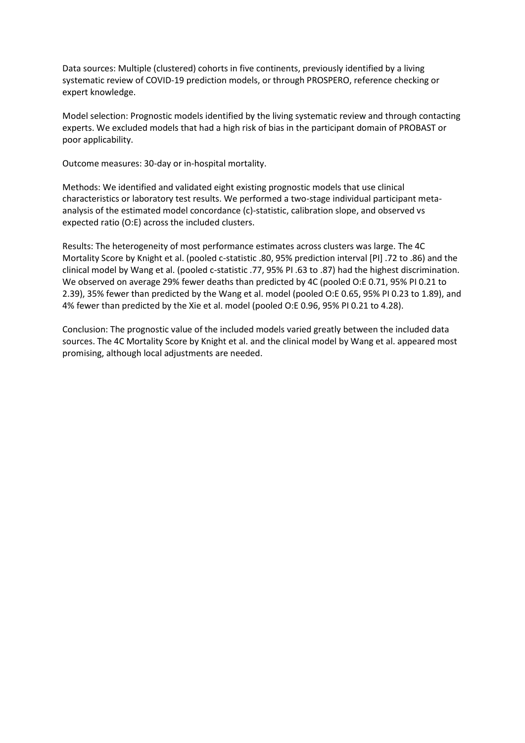Data sources: Multiple (clustered) cohorts in five continents, previously identified by a living systematic review of COVID-19 prediction models, or through PROSPERO, reference checking or expert knowledge.

Model selection: Prognostic models identified by the living systematic review and through contacting experts. We excluded models that had a high risk of bias in the participant domain of PROBAST or poor applicability.

Outcome measures: 30-day or in-hospital mortality.

Methods: We identified and validated eight existing prognostic models that use clinical characteristics or laboratory test results. We performed a two-stage individual participant meta-analysis of the estimated model concordance (c)-statistic, calibration slope, and observed vs expected ratio (O:E) across the included clusters.

Results: The heterogeneity of most performance estimates across clusters was large. The 4C Mortality Score by Knight et al. (pooled c-statistic .80, 95% prediction interval [PI] .72 to .86) and the clinical model by Wang et al. (pooled c-statistic .77, 95% PI .63 to .87) had the highest discrimination. We observed on average 29% fewer deaths than predicted by 4C (pooled O:E 0.71, 95% PI 0.21 to 2.39), 35% fewer than predicted by the Wang et al. model (pooled O:E 0.65, 95% PI 0.23 to 1.89), and 4% fewer than predicted by the Xie et al. model (pooled O:E 0.96, 95% PI 0.21 to 4.28).

Conclusion: The prognostic value of the included models varied greatly between the included data sources. The 4C Mortality Score by Knight et al. and the clinical model by Wang et al. appeared most promising, although local adjustments are needed.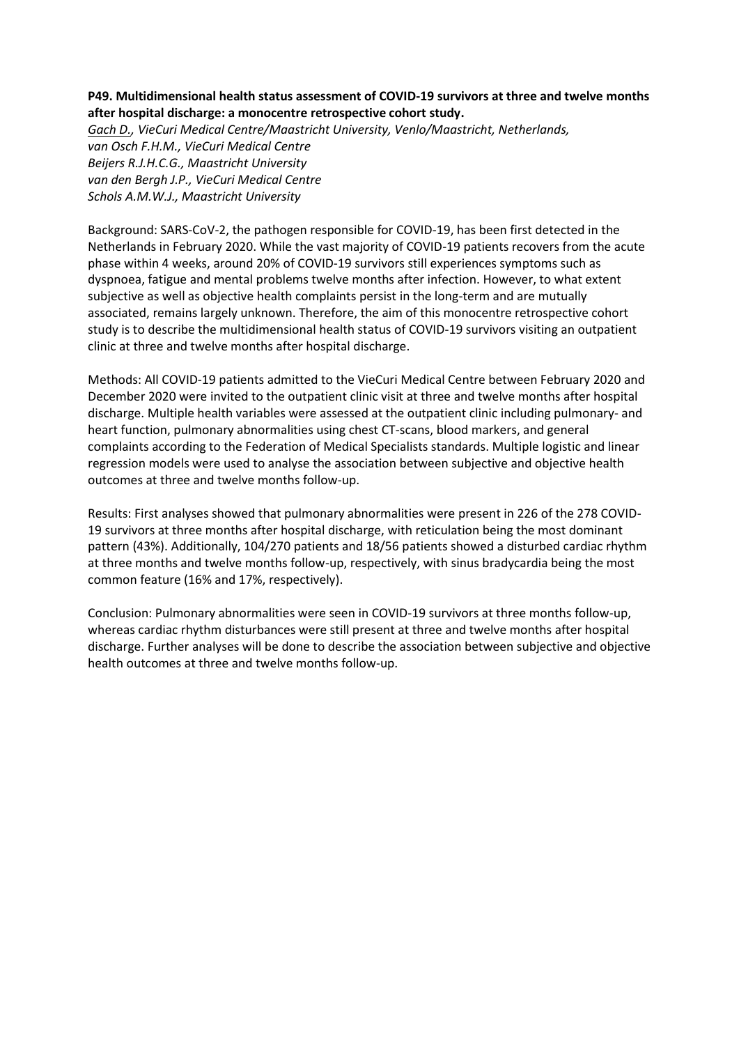**P49. Multidimensional health status assessment of COVID-19 survivors at three and twelve months after hospital discharge: a monocentre retrospective cohort study.**

*Gach D., VieCuri Medical Centre/Maastricht University, Venlo/Maastricht, Netherlands,*
*van Osch F.H.M., VieCuri Medical Centre*
*Beijers R.J.H.C.G., Maastricht University*
*van den Bergh J.P., VieCuri Medical Centre*
*Schols A.M.W.J., Maastricht University*

Background: SARS-CoV-2, the pathogen responsible for COVID-19, has been first detected in the Netherlands in February 2020. While the vast majority of COVID-19 patients recovers from the acute phase within 4 weeks, around 20% of COVID-19 survivors still experiences symptoms such as dyspnoea, fatigue and mental problems twelve months after infection. However, to what extent subjective as well as objective health complaints persist in the long-term and are mutually associated, remains largely unknown. Therefore, the aim of this monocentre retrospective cohort study is to describe the multidimensional health status of COVID-19 survivors visiting an outpatient clinic at three and twelve months after hospital discharge.

Methods: All COVID-19 patients admitted to the VieCuri Medical Centre between February 2020 and December 2020 were invited to the outpatient clinic visit at three and twelve months after hospital discharge. Multiple health variables were assessed at the outpatient clinic including pulmonary- and heart function, pulmonary abnormalities using chest CT-scans, blood markers, and general complaints according to the Federation of Medical Specialists standards. Multiple logistic and linear regression models were used to analyse the association between subjective and objective health outcomes at three and twelve months follow-up.

Results: First analyses showed that pulmonary abnormalities were present in 226 of the 278 COVID-19 survivors at three months after hospital discharge, with reticulation being the most dominant pattern (43%). Additionally, 104/270 patients and 18/56 patients showed a disturbed cardiac rhythm at three months and twelve months follow-up, respectively, with sinus bradycardia being the most common feature (16% and 17%, respectively).

Conclusion: Pulmonary abnormalities were seen in COVID-19 survivors at three months follow-up, whereas cardiac rhythm disturbances were still present at three and twelve months after hospital discharge. Further analyses will be done to describe the association between subjective and objective health outcomes at three and twelve months follow-up.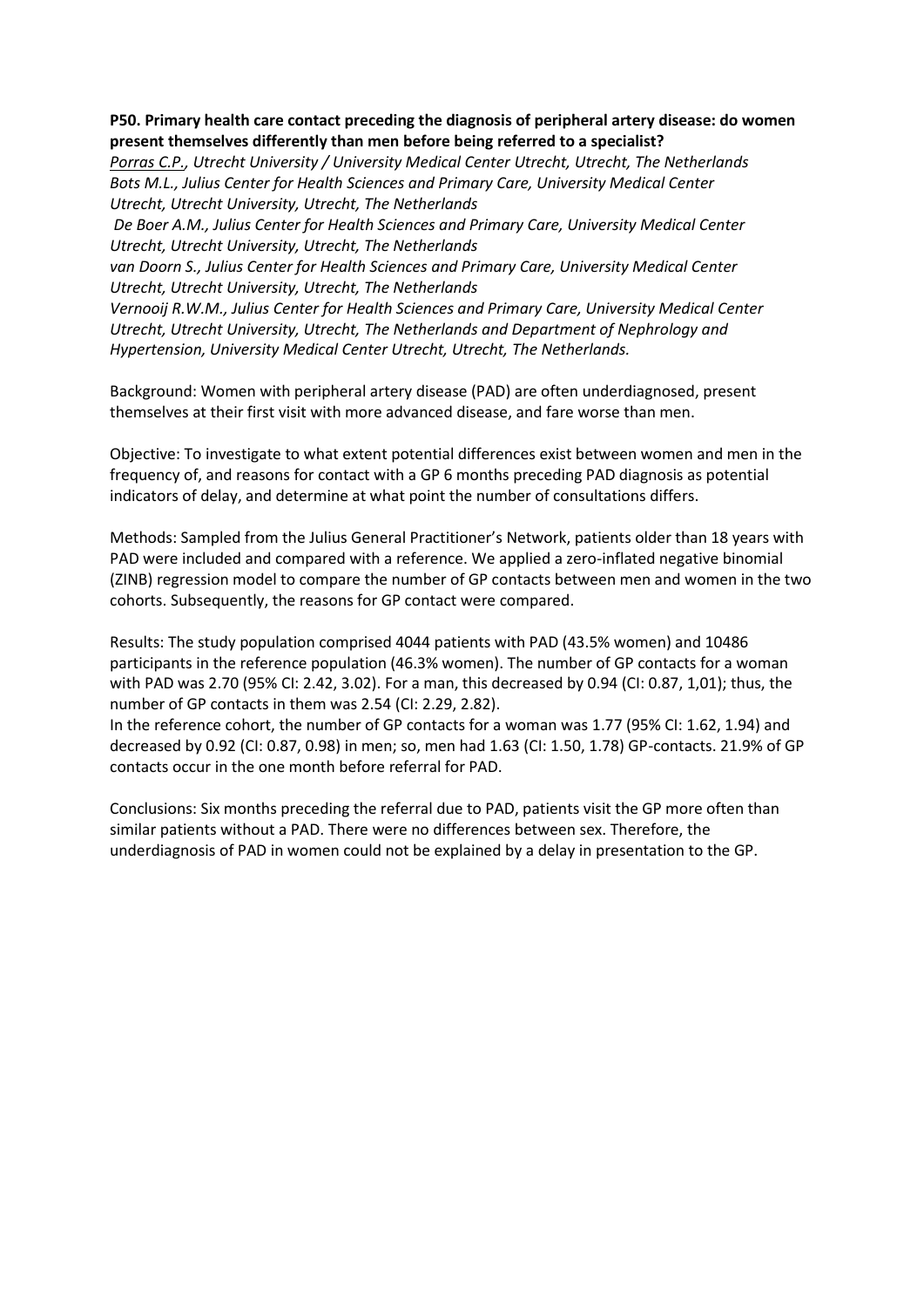**P50. Primary health care contact preceding the diagnosis of peripheral artery disease: do women present themselves differently than men before being referred to a specialist?**

*Porras C.P., Utrecht University / University Medical Center Utrecht, Utrecht, The Netherlands*
*Bots M.L., Julius Center for Health Sciences and Primary Care, University Medical Center Utrecht, Utrecht University, Utrecht, The Netherlands*
*De Boer A.M., Julius Center for Health Sciences and Primary Care, University Medical Center Utrecht, Utrecht University, Utrecht, The Netherlands*
*van Doorn S., Julius Center for Health Sciences and Primary Care, University Medical Center Utrecht, Utrecht University, Utrecht, The Netherlands*
*Vernooij R.W.M., Julius Center for Health Sciences and Primary Care, University Medical Center Utrecht, Utrecht University, Utrecht, The Netherlands and Department of Nephrology and Hypertension, University Medical Center Utrecht, Utrecht, The Netherlands.*

Background: Women with peripheral artery disease (PAD) are often underdiagnosed, present themselves at their first visit with more advanced disease, and fare worse than men.

Objective: To investigate to what extent potential differences exist between women and men in the frequency of, and reasons for contact with a GP 6 months preceding PAD diagnosis as potential indicators of delay, and determine at what point the number of consultations differs.

Methods: Sampled from the Julius General Practitioner's Network, patients older than 18 years with PAD were included and compared with a reference. We applied a zero-inflated negative binomial (ZINB) regression model to compare the number of GP contacts between men and women in the two cohorts. Subsequently, the reasons for GP contact were compared.

Results: The study population comprised 4044 patients with PAD (43.5% women) and 10486 participants in the reference population (46.3% women). The number of GP contacts for a woman with PAD was 2.70 (95% CI: 2.42, 3.02). For a man, this decreased by 0.94 (CI: 0.87, 1,01); thus, the number of GP contacts in them was 2.54 (CI: 2.29, 2.82).
In the reference cohort, the number of GP contacts for a woman was 1.77 (95% CI: 1.62, 1.94) and decreased by 0.92 (CI: 0.87, 0.98) in men; so, men had 1.63 (CI: 1.50, 1.78) GP-contacts. 21.9% of GP contacts occur in the one month before referral for PAD.

Conclusions: Six months preceding the referral due to PAD, patients visit the GP more often than similar patients without a PAD. There were no differences between sex. Therefore, the underdiagnosis of PAD in women could not be explained by a delay in presentation to the GP.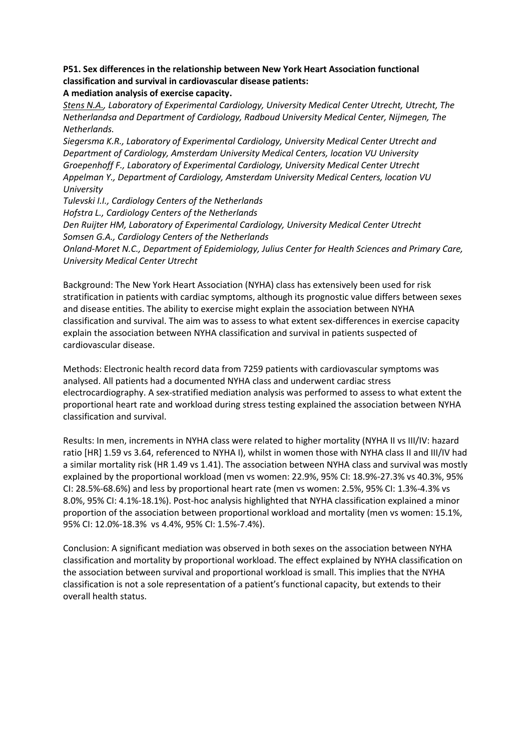**P51. Sex differences in the relationship between New York Heart Association functional classification and survival in cardiovascular disease patients:**
**A mediation analysis of exercise capacity.**

*<u>Stens N.A.</u>, Laboratory of Experimental Cardiology, University Medical Center Utrecht, Utrecht, The Netherlandsa and Department of Cardiology, Radboud University Medical Center, Nijmegen, The Netherlands.*
*Siegersma K.R., Laboratory of Experimental Cardiology, University Medical Center Utrecht and Department of Cardiology, Amsterdam University Medical Centers, location VU University*
*Groepenhoff F., Laboratory of Experimental Cardiology, University Medical Center Utrecht*
*Appelman Y., Department of Cardiology, Amsterdam University Medical Centers, location VU University*
*Tulevski I.I., Cardiology Centers of the Netherlands*
*Hofstra L., Cardiology Centers of the Netherlands*
*Den Ruijter HM, Laboratory of Experimental Cardiology, University Medical Center Utrecht*
*Somsen G.A., Cardiology Centers of the Netherlands*
*Onland-Moret N.C., Department of Epidemiology, Julius Center for Health Sciences and Primary Care, University Medical Center Utrecht*

Background: The New York Heart Association (NYHA) class has extensively been used for risk stratification in patients with cardiac symptoms, although its prognostic value differs between sexes and disease entities. The ability to exercise might explain the association between NYHA classification and survival. The aim was to assess to what extent sex-differences in exercise capacity explain the association between NYHA classification and survival in patients suspected of cardiovascular disease.

Methods: Electronic health record data from 7259 patients with cardiovascular symptoms was analysed. All patients had a documented NYHA class and underwent cardiac stress electrocardiography. A sex-stratified mediation analysis was performed to assess to what extent the proportional heart rate and workload during stress testing explained the association between NYHA classification and survival.

Results: In men, increments in NYHA class were related to higher mortality (NYHA II vs III/IV: hazard ratio [HR] 1.59 vs 3.64, referenced to NYHA I), whilst in women those with NYHA class II and III/IV had a similar mortality risk (HR 1.49 vs 1.41). The association between NYHA class and survival was mostly explained by the proportional workload (men vs women: 22.9%, 95% CI: 18.9%-27.3% vs 40.3%, 95% CI: 28.5%-68.6%) and less by proportional heart rate (men vs women: 2.5%, 95% CI: 1.3%-4.3% vs 8.0%, 95% CI: 4.1%-18.1%). Post-hoc analysis highlighted that NYHA classification explained a minor proportion of the association between proportional workload and mortality (men vs women: 15.1%, 95% CI: 12.0%-18.3% vs 4.4%, 95% CI: 1.5%-7.4%).

Conclusion: A significant mediation was observed in both sexes on the association between NYHA classification and mortality by proportional workload. The effect explained by NYHA classification on the association between survival and proportional workload is small. This implies that the NYHA classification is not a sole representation of a patient's functional capacity, but extends to their overall health status.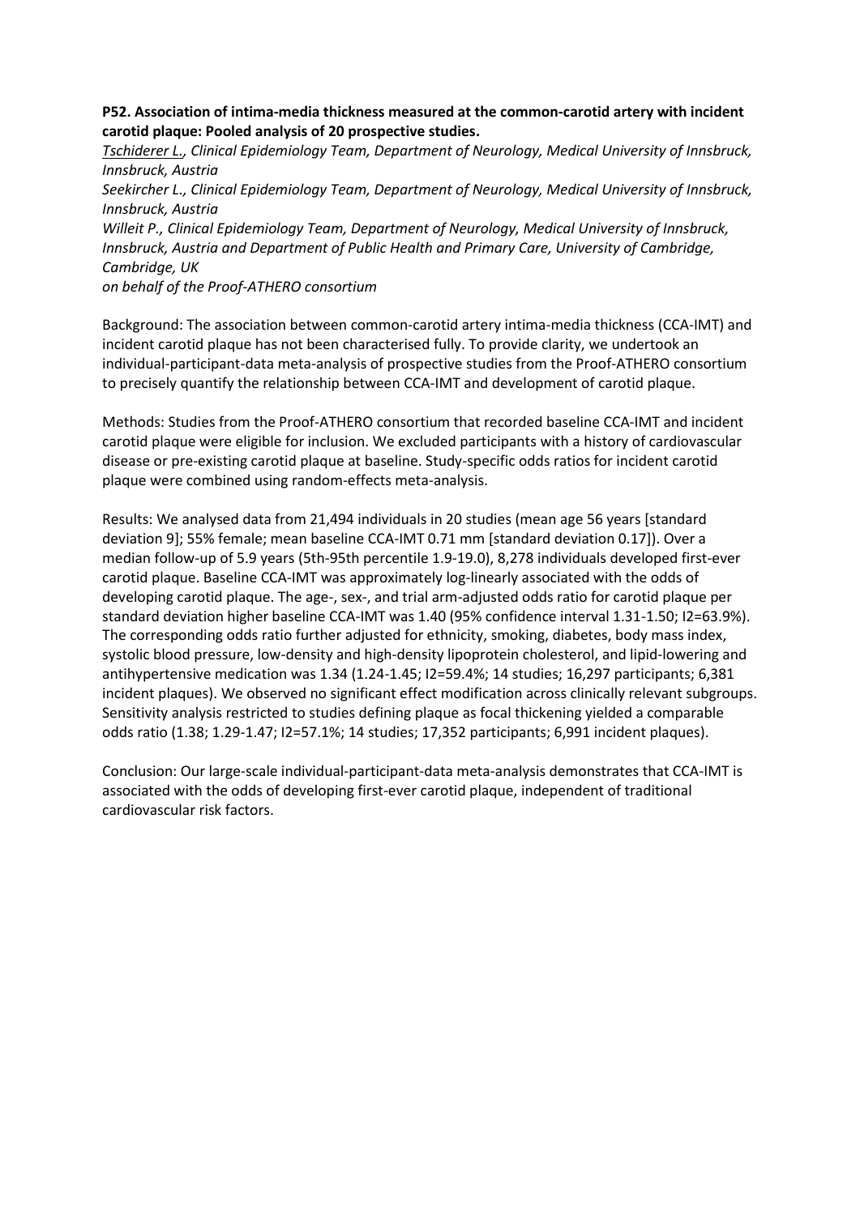**P52. Association of intima-media thickness measured at the common-carotid artery with incident carotid plaque: Pooled analysis of 20 prospective studies.**

*Tschiderer L., Clinical Epidemiology Team, Department of Neurology, Medical University of Innsbruck, Innsbruck, Austria*

*Seekircher L., Clinical Epidemiology Team, Department of Neurology, Medical University of Innsbruck, Innsbruck, Austria*

*Willeit P., Clinical Epidemiology Team, Department of Neurology, Medical University of Innsbruck, Innsbruck, Austria and Department of Public Health and Primary Care, University of Cambridge, Cambridge, UK*

*on behalf of the Proof-ATHERO consortium*

Background: The association between common-carotid artery intima-media thickness (CCA-IMT) and incident carotid plaque has not been characterised fully. To provide clarity, we undertook an individual-participant-data meta-analysis of prospective studies from the Proof-ATHERO consortium to precisely quantify the relationship between CCA-IMT and development of carotid plaque.

Methods: Studies from the Proof-ATHERO consortium that recorded baseline CCA-IMT and incident carotid plaque were eligible for inclusion. We excluded participants with a history of cardiovascular disease or pre-existing carotid plaque at baseline. Study-specific odds ratios for incident carotid plaque were combined using random-effects meta-analysis.

Results: We analysed data from 21,494 individuals in 20 studies (mean age 56 years [standard deviation 9]; 55% female; mean baseline CCA-IMT 0.71 mm [standard deviation 0.17]). Over a median follow-up of 5.9 years (5th-95th percentile 1.9-19.0), 8,278 individuals developed first-ever carotid plaque. Baseline CCA-IMT was approximately log-linearly associated with the odds of developing carotid plaque. The age-, sex-, and trial arm-adjusted odds ratio for carotid plaque per standard deviation higher baseline CCA-IMT was 1.40 (95% confidence interval 1.31-1.50; $I^2$=63.9%). The corresponding odds ratio further adjusted for ethnicity, smoking, diabetes, body mass index, systolic blood pressure, low-density and high-density lipoprotein cholesterol, and lipid-lowering and antihypertensive medication was 1.34 (1.24-1.45; $I^2$=59.4%; 14 studies; 16,297 participants; 6,381 incident plaques). We observed no significant effect modification across clinically relevant subgroups. Sensitivity analysis restricted to studies defining plaque as focal thickening yielded a comparable odds ratio (1.38; 1.29-1.47; $I^2$=57.1%; 14 studies; 17,352 participants; 6,991 incident plaques).

Conclusion: Our large-scale individual-participant-data meta-analysis demonstrates that CCA-IMT is associated with the odds of developing first-ever carotid plaque, independent of traditional cardiovascular risk factors.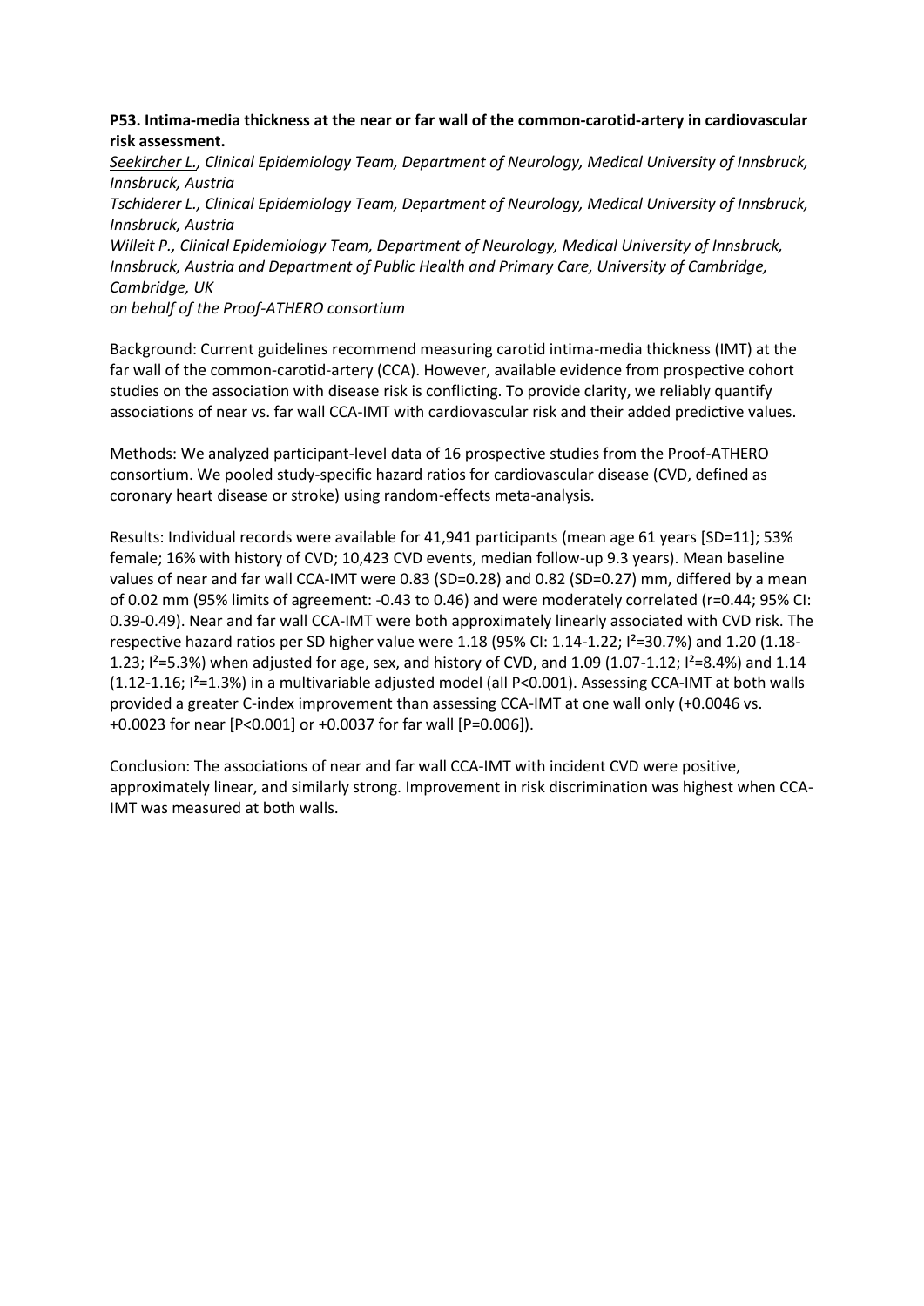**P53. Intima-media thickness at the near or far wall of the common-carotid-artery in cardiovascular risk assessment.**

*<u>Seekircher L.</u>, Clinical Epidemiology Team, Department of Neurology, Medical University of Innsbruck, Innsbruck, Austria*

*Tschiderer L., Clinical Epidemiology Team, Department of Neurology, Medical University of Innsbruck, Innsbruck, Austria*

*Willeit P., Clinical Epidemiology Team, Department of Neurology, Medical University of Innsbruck, Innsbruck, Austria and Department of Public Health and Primary Care, University of Cambridge, Cambridge, UK*

*on behalf of the Proof-ATHERO consortium*

Background: Current guidelines recommend measuring carotid intima-media thickness (IMT) at the far wall of the common-carotid-artery (CCA). However, available evidence from prospective cohort studies on the association with disease risk is conflicting. To provide clarity, we reliably quantify associations of near vs. far wall CCA-IMT with cardiovascular risk and their added predictive values.

Methods: We analyzed participant-level data of 16 prospective studies from the Proof-ATHERO consortium. We pooled study-specific hazard ratios for cardiovascular disease (CVD, defined as coronary heart disease or stroke) using random-effects meta-analysis.

Results: Individual records were available for 41,941 participants (mean age 61 years [SD=11]; 53% female; 16% with history of CVD; 10,423 CVD events, median follow-up 9.3 years). Mean baseline values of near and far wall CCA-IMT were 0.83 (SD=0.28) and 0.82 (SD=0.27) mm, differed by a mean of 0.02 mm (95% limits of agreement: -0.43 to 0.46) and were moderately correlated (r=0.44; 95% CI: 0.39-0.49). Near and far wall CCA-IMT were both approximately linearly associated with CVD risk. The respective hazard ratios per SD higher value were 1.18 (95% CI: 1.14-1.22; $I^2$=30.7%) and 1.20 (1.18-1.23; $I^2$=5.3%) when adjusted for age, sex, and history of CVD, and 1.09 (1.07-1.12; $I^2$=8.4%) and 1.14 (1.12-1.16; $I^2$=1.3%) in a multivariable adjusted model (all P<0.001). Assessing CCA-IMT at both walls provided a greater C-index improvement than assessing CCA-IMT at one wall only (+0.0046 vs. +0.0023 for near [P<0.001] or +0.0037 for far wall [P=0.006]).

Conclusion: The associations of near and far wall CCA-IMT with incident CVD were positive, approximately linear, and similarly strong. Improvement in risk discrimination was highest when CCA-IMT was measured at both walls.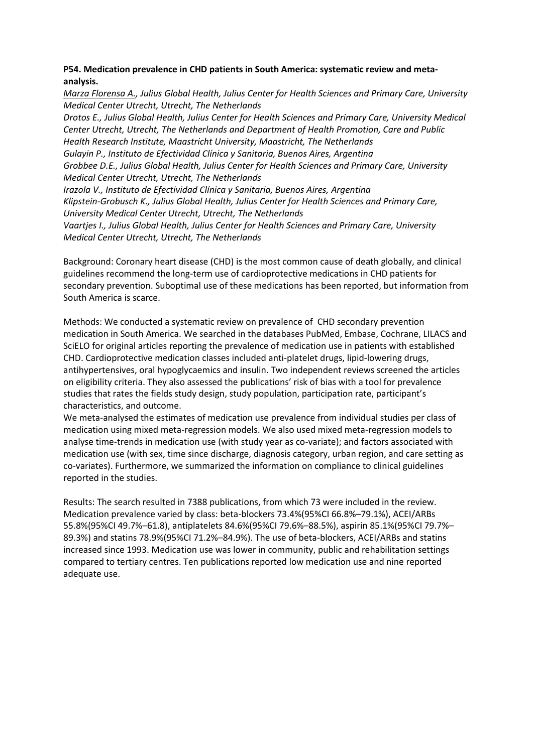**P54. Medication prevalence in CHD patients in South America: systematic review and meta-analysis.**

*<u>Marza Florensa A.</u>, Julius Global Health, Julius Center for Health Sciences and Primary Care, University Medical Center Utrecht, Utrecht, The Netherlands*

*Drotos E., Julius Global Health, Julius Center for Health Sciences and Primary Care, University Medical Center Utrecht, Utrecht, The Netherlands and Department of Health Promotion, Care and Public Health Research Institute, Maastricht University, Maastricht, The Netherlands*

*Gulayin P., Instituto de Efectividad Clínica y Sanitaria, Buenos Aires, Argentina*

*Grobbee D.E., Julius Global Health, Julius Center for Health Sciences and Primary Care, University Medical Center Utrecht, Utrecht, The Netherlands*

*Irazola V., Instituto de Efectividad Clínica y Sanitaria, Buenos Aires, Argentina*

*Klipstein-Grobusch K., Julius Global Health, Julius Center for Health Sciences and Primary Care, University Medical Center Utrecht, Utrecht, The Netherlands*

*Vaartjes I., Julius Global Health, Julius Center for Health Sciences and Primary Care, University Medical Center Utrecht, Utrecht, The Netherlands*

Background: Coronary heart disease (CHD) is the most common cause of death globally, and clinical guidelines recommend the long-term use of cardioprotective medications in CHD patients for secondary prevention. Suboptimal use of these medications has been reported, but information from South America is scarce.

Methods: We conducted a systematic review on prevalence of CHD secondary prevention medication in South America. We searched in the databases PubMed, Embase, Cochrane, LILACS and SciELO for original articles reporting the prevalence of medication use in patients with established CHD. Cardioprotective medication classes included anti-platelet drugs, lipid-lowering drugs, antihypertensives, oral hypoglycaemics and insulin. Two independent reviews screened the articles on eligibility criteria. They also assessed the publications' risk of bias with a tool for prevalence studies that rates the fields study design, study population, participation rate, participant's characteristics, and outcome.

We meta-analysed the estimates of medication use prevalence from individual studies per class of medication using mixed meta-regression models. We also used mixed meta-regression models to analyse time-trends in medication use (with study year as co-variate); and factors associated with medication use (with sex, time since discharge, diagnosis category, urban region, and care setting as co-variates). Furthermore, we summarized the information on compliance to clinical guidelines reported in the studies.

Results: The search resulted in 7388 publications, from which 73 were included in the review. Medication prevalence varied by class: beta-blockers 73.4%(95%CI 66.8%–79.1%), ACEI/ARBs 55.8%(95%CI 49.7%–61.8), antiplatelets 84.6%(95%CI 79.6%–88.5%), aspirin 85.1%(95%CI 79.7%–89.3%) and statins 78.9%(95%CI 71.2%–84.9%). The use of beta-blockers, ACEI/ARBs and statins increased since 1993. Medication use was lower in community, public and rehabilitation settings compared to tertiary centres. Ten publications reported low medication use and nine reported adequate use.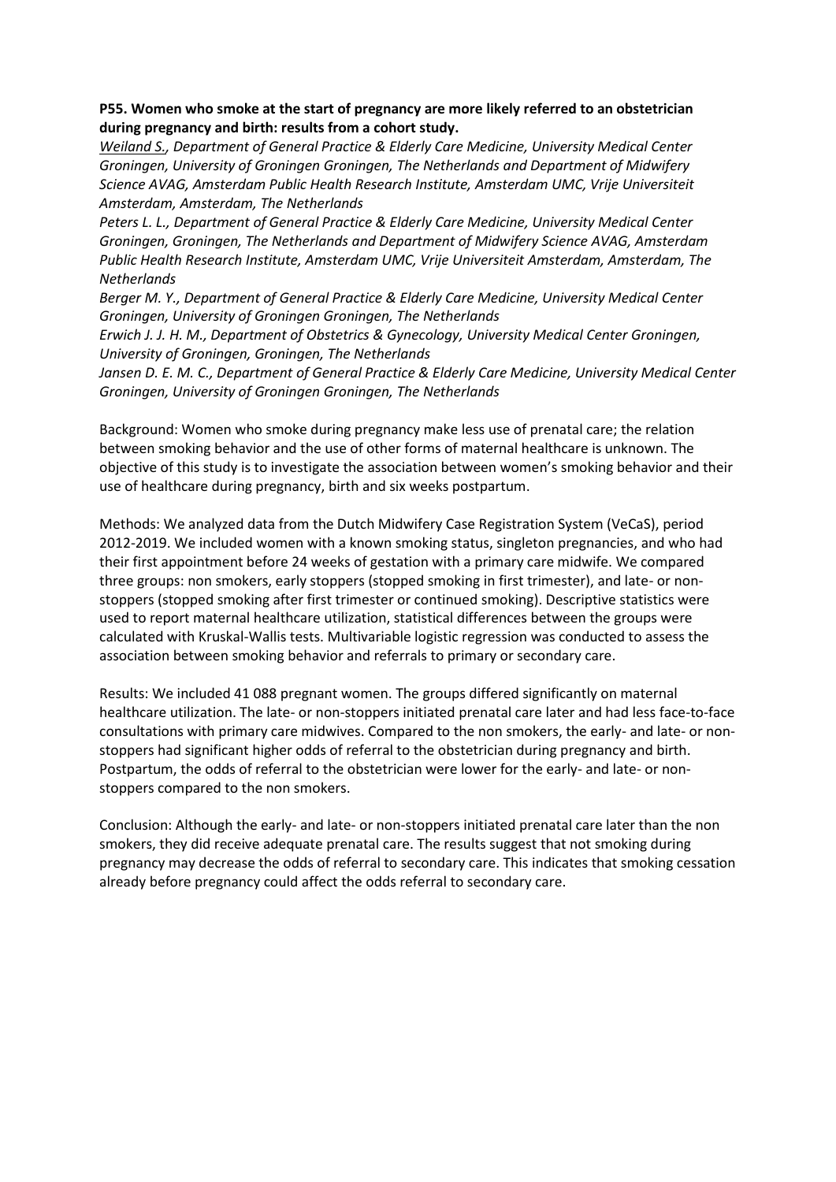**P55. Women who smoke at the start of pregnancy are more likely referred to an obstetrician during pregnancy and birth: results from a cohort study.**

*<u>Weiland S.</u>, Department of General Practice & Elderly Care Medicine, University Medical Center Groningen, University of Groningen Groningen, The Netherlands and Department of Midwifery Science AVAG, Amsterdam Public Health Research Institute, Amsterdam UMC, Vrije Universiteit Amsterdam, Amsterdam, The Netherlands*

*Peters L. L., Department of General Practice & Elderly Care Medicine, University Medical Center Groningen, Groningen, The Netherlands and Department of Midwifery Science AVAG, Amsterdam Public Health Research Institute, Amsterdam UMC, Vrije Universiteit Amsterdam, Amsterdam, The Netherlands*

*Berger M. Y., Department of General Practice & Elderly Care Medicine, University Medical Center Groningen, University of Groningen Groningen, The Netherlands*

*Erwich J. J. H. M., Department of Obstetrics & Gynecology, University Medical Center Groningen, University of Groningen, Groningen, The Netherlands*

*Jansen D. E. M. C., Department of General Practice & Elderly Care Medicine, University Medical Center Groningen, University of Groningen Groningen, The Netherlands*

Background: Women who smoke during pregnancy make less use of prenatal care; the relation between smoking behavior and the use of other forms of maternal healthcare is unknown. The objective of this study is to investigate the association between women's smoking behavior and their use of healthcare during pregnancy, birth and six weeks postpartum.

Methods: We analyzed data from the Dutch Midwifery Case Registration System (VeCaS), period 2012-2019. We included women with a known smoking status, singleton pregnancies, and who had their first appointment before 24 weeks of gestation with a primary care midwife. We compared three groups: non smokers, early stoppers (stopped smoking in first trimester), and late- or non-stoppers (stopped smoking after first trimester or continued smoking). Descriptive statistics were used to report maternal healthcare utilization, statistical differences between the groups were calculated with Kruskal-Wallis tests. Multivariable logistic regression was conducted to assess the association between smoking behavior and referrals to primary or secondary care.

Results: We included 41 088 pregnant women. The groups differed significantly on maternal healthcare utilization. The late- or non-stoppers initiated prenatal care later and had less face-to-face consultations with primary care midwives. Compared to the non smokers, the early- and late- or non-stoppers had significant higher odds of referral to the obstetrician during pregnancy and birth. Postpartum, the odds of referral to the obstetrician were lower for the early- and late- or non-stoppers compared to the non smokers.

Conclusion: Although the early- and late- or non-stoppers initiated prenatal care later than the non smokers, they did receive adequate prenatal care. The results suggest that not smoking during pregnancy may decrease the odds of referral to secondary care. This indicates that smoking cessation already before pregnancy could affect the odds referral to secondary care.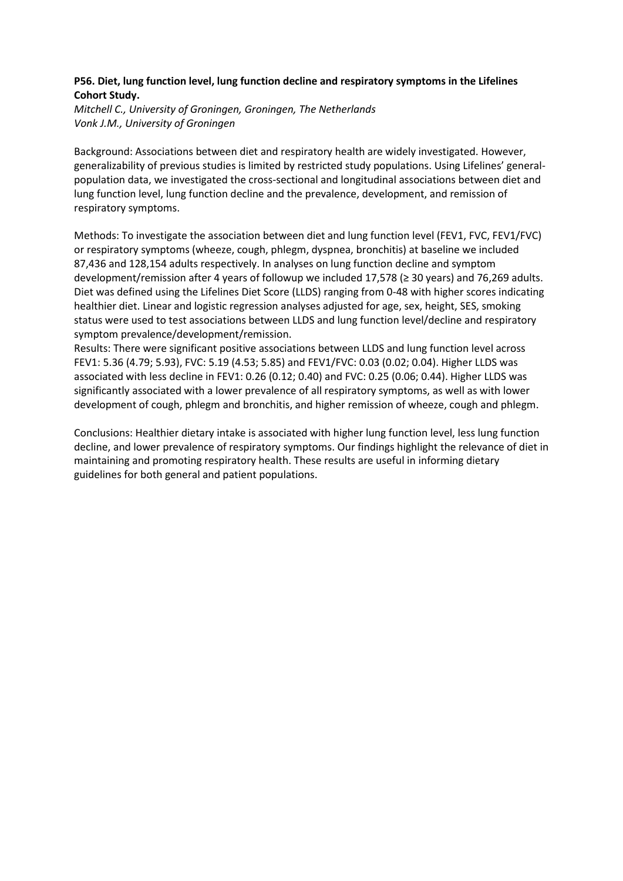**P56. Diet, lung function level, lung function decline and respiratory symptoms in the Lifelines Cohort Study.**

*Mitchell C., University of Groningen, Groningen, The Netherlands*
*Vonk J.M., University of Groningen*

Background: Associations between diet and respiratory health are widely investigated. However, generalizability of previous studies is limited by restricted study populations. Using Lifelines' general-population data, we investigated the cross-sectional and longitudinal associations between diet and lung function level, lung function decline and the prevalence, development, and remission of respiratory symptoms.

Methods: To investigate the association between diet and lung function level ($FEV_1$, FVC, $FEV_1$/FVC) or respiratory symptoms (wheeze, cough, phlegm, dyspnea, bronchitis) at baseline we included 87,436 and 128,154 adults respectively. In analyses on lung function decline and symptom development/remission after 4 years of followup we included 17,578 (≥ 30 years) and 76,269 adults. Diet was defined using the Lifelines Diet Score (LLDS) ranging from 0-48 with higher scores indicating healthier diet. Linear and logistic regression analyses adjusted for age, sex, height, SES, smoking status were used to test associations between LLDS and lung function level/decline and respiratory symptom prevalence/development/remission.

Results: There were significant positive associations between LLDS and lung function level across $FEV_1$: 5.36 (4.79; 5.93), FVC: 5.19 (4.53; 5.85) and $FEV_1$/FVC: 0.03 (0.02; 0.04). Higher LLDS was associated with less decline in $FEV_1$: 0.26 (0.12; 0.40) and FVC: 0.25 (0.06; 0.44). Higher LLDS was significantly associated with a lower prevalence of all respiratory symptoms, as well as with lower development of cough, phlegm and bronchitis, and higher remission of wheeze, cough and phlegm.

Conclusions: Healthier dietary intake is associated with higher lung function level, less lung function decline, and lower prevalence of respiratory symptoms. Our findings highlight the relevance of diet in maintaining and promoting respiratory health. These results are useful in informing dietary guidelines for both general and patient populations.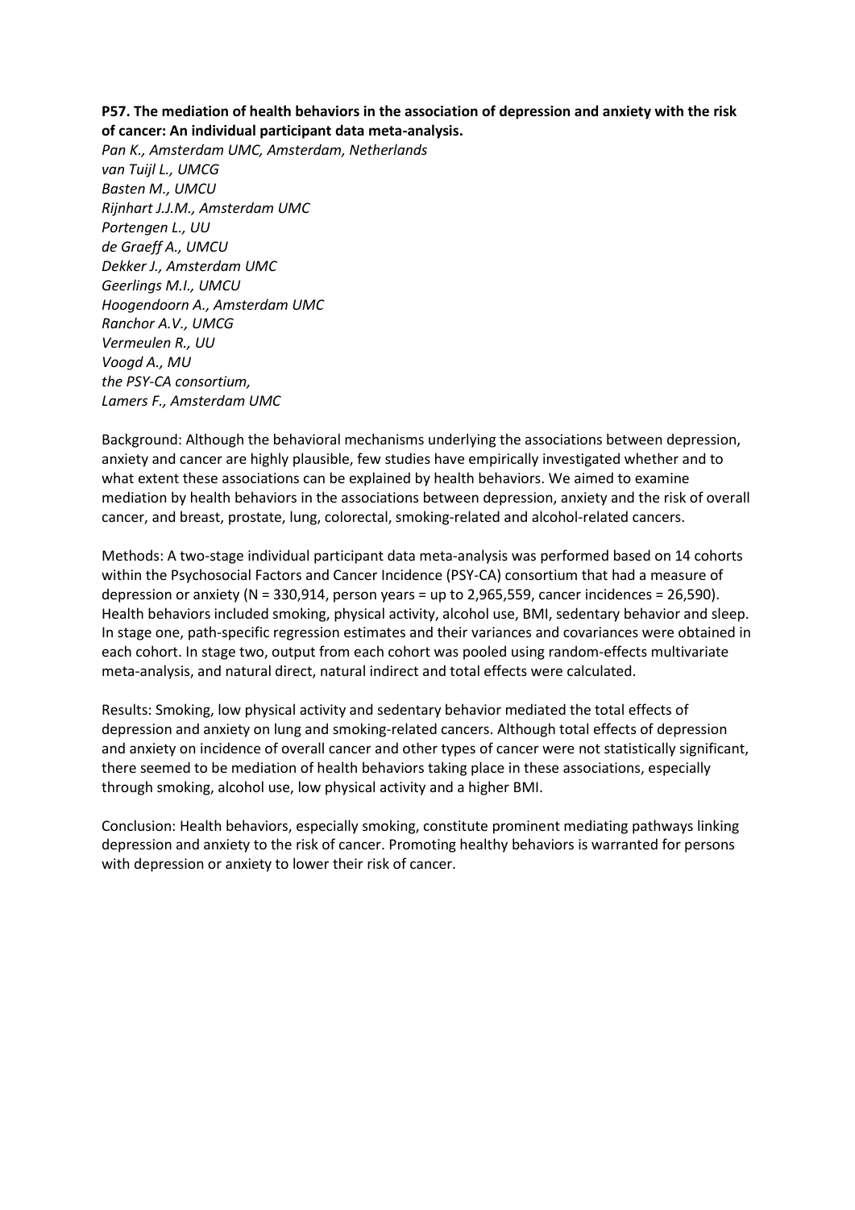**P57. The mediation of health behaviors in the association of depression and anxiety with the risk of cancer: An individual participant data meta-analysis.**

*Pan K., Amsterdam UMC, Amsterdam, Netherlands*
*van Tuijl L., UMCG*
*Basten M., UMCU*
*Rijnhart J.J.M., Amsterdam UMC*
*Portengen L., UU*
*de Graeff A., UMCU*
*Dekker J., Amsterdam UMC*
*Geerlings M.I., UMCU*
*Hoogendoorn A., Amsterdam UMC*
*Ranchor A.V., UMCG*
*Vermeulen R., UU*
*Voogd A., MU*
*the PSY-CA consortium,*
*Lamers F., Amsterdam UMC*

Background: Although the behavioral mechanisms underlying the associations between depression, anxiety and cancer are highly plausible, few studies have empirically investigated whether and to what extent these associations can be explained by health behaviors. We aimed to examine mediation by health behaviors in the associations between depression, anxiety and the risk of overall cancer, and breast, prostate, lung, colorectal, smoking-related and alcohol-related cancers.

Methods: A two-stage individual participant data meta-analysis was performed based on 14 cohorts within the Psychosocial Factors and Cancer Incidence (PSY-CA) consortium that had a measure of depression or anxiety (N = 330,914, person years = up to 2,965,559, cancer incidences = 26,590). Health behaviors included smoking, physical activity, alcohol use, BMI, sedentary behavior and sleep. In stage one, path-specific regression estimates and their variances and covariances were obtained in each cohort. In stage two, output from each cohort was pooled using random-effects multivariate meta-analysis, and natural direct, natural indirect and total effects were calculated.

Results: Smoking, low physical activity and sedentary behavior mediated the total effects of depression and anxiety on lung and smoking-related cancers. Although total effects of depression and anxiety on incidence of overall cancer and other types of cancer were not statistically significant, there seemed to be mediation of health behaviors taking place in these associations, especially through smoking, alcohol use, low physical activity and a higher BMI.

Conclusion: Health behaviors, especially smoking, constitute prominent mediating pathways linking depression and anxiety to the risk of cancer. Promoting healthy behaviors is warranted for persons with depression or anxiety to lower their risk of cancer.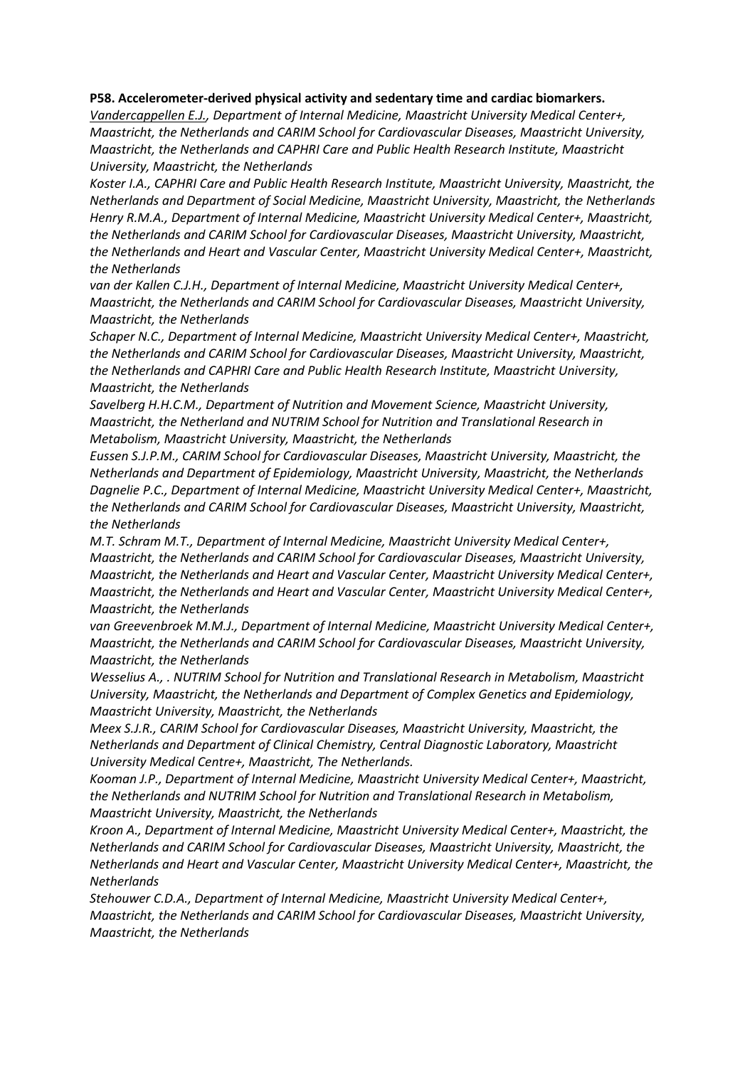**P58. Accelerometer-derived physical activity and sedentary time and cardiac biomarkers.**

*Vandercappellen E.J., Department of Internal Medicine, Maastricht University Medical Center+, Maastricht, the Netherlands and CARIM School for Cardiovascular Diseases, Maastricht University, Maastricht, the Netherlands and CAPHRI Care and Public Health Research Institute, Maastricht University, Maastricht, the Netherlands*

*Koster I.A., CAPHRI Care and Public Health Research Institute, Maastricht University, Maastricht, the Netherlands and Department of Social Medicine, Maastricht University, Maastricht, the Netherlands*

*Henry R.M.A., Department of Internal Medicine, Maastricht University Medical Center+, Maastricht, the Netherlands and CARIM School for Cardiovascular Diseases, Maastricht University, Maastricht, the Netherlands and Heart and Vascular Center, Maastricht University Medical Center+, Maastricht, the Netherlands*

*van der Kallen C.J.H., Department of Internal Medicine, Maastricht University Medical Center+, Maastricht, the Netherlands and CARIM School for Cardiovascular Diseases, Maastricht University, Maastricht, the Netherlands*

*Schaper N.C., Department of Internal Medicine, Maastricht University Medical Center+, Maastricht, the Netherlands and CARIM School for Cardiovascular Diseases, Maastricht University, Maastricht, the Netherlands and CAPHRI Care and Public Health Research Institute, Maastricht University, Maastricht, the Netherlands*

*Savelberg H.H.C.M., Department of Nutrition and Movement Science, Maastricht University, Maastricht, the Netherland and NUTRIM School for Nutrition and Translational Research in Metabolism, Maastricht University, Maastricht, the Netherlands*

*Eussen S.J.P.M., CARIM School for Cardiovascular Diseases, Maastricht University, Maastricht, the Netherlands and Department of Epidemiology, Maastricht University, Maastricht, the Netherlands*

*Dagnelie P.C., Department of Internal Medicine, Maastricht University Medical Center+, Maastricht, the Netherlands and CARIM School for Cardiovascular Diseases, Maastricht University, Maastricht, the Netherlands*

*M.T. Schram M.T., Department of Internal Medicine, Maastricht University Medical Center+, Maastricht, the Netherlands and CARIM School for Cardiovascular Diseases, Maastricht University, Maastricht, the Netherlands and Heart and Vascular Center, Maastricht University Medical Center+, Maastricht, the Netherlands and Heart and Vascular Center, Maastricht University Medical Center+, Maastricht, the Netherlands*

*van Greevenbroek M.M.J., Department of Internal Medicine, Maastricht University Medical Center+, Maastricht, the Netherlands and CARIM School for Cardiovascular Diseases, Maastricht University, Maastricht, the Netherlands*

*Wesselius A., . NUTRIM School for Nutrition and Translational Research in Metabolism, Maastricht University, Maastricht, the Netherlands and Department of Complex Genetics and Epidemiology, Maastricht University, Maastricht, the Netherlands*

*Meex S.J.R., CARIM School for Cardiovascular Diseases, Maastricht University, Maastricht, the Netherlands and Department of Clinical Chemistry, Central Diagnostic Laboratory, Maastricht University Medical Centre+, Maastricht, The Netherlands.*

*Kooman J.P., Department of Internal Medicine, Maastricht University Medical Center+, Maastricht, the Netherlands and NUTRIM School for Nutrition and Translational Research in Metabolism, Maastricht University, Maastricht, the Netherlands*

*Kroon A., Department of Internal Medicine, Maastricht University Medical Center+, Maastricht, the Netherlands and CARIM School for Cardiovascular Diseases, Maastricht University, Maastricht, the Netherlands and Heart and Vascular Center, Maastricht University Medical Center+, Maastricht, the Netherlands*

*Stehouwer C.D.A., Department of Internal Medicine, Maastricht University Medical Center+, Maastricht, the Netherlands and CARIM School for Cardiovascular Diseases, Maastricht University, Maastricht, the Netherlands*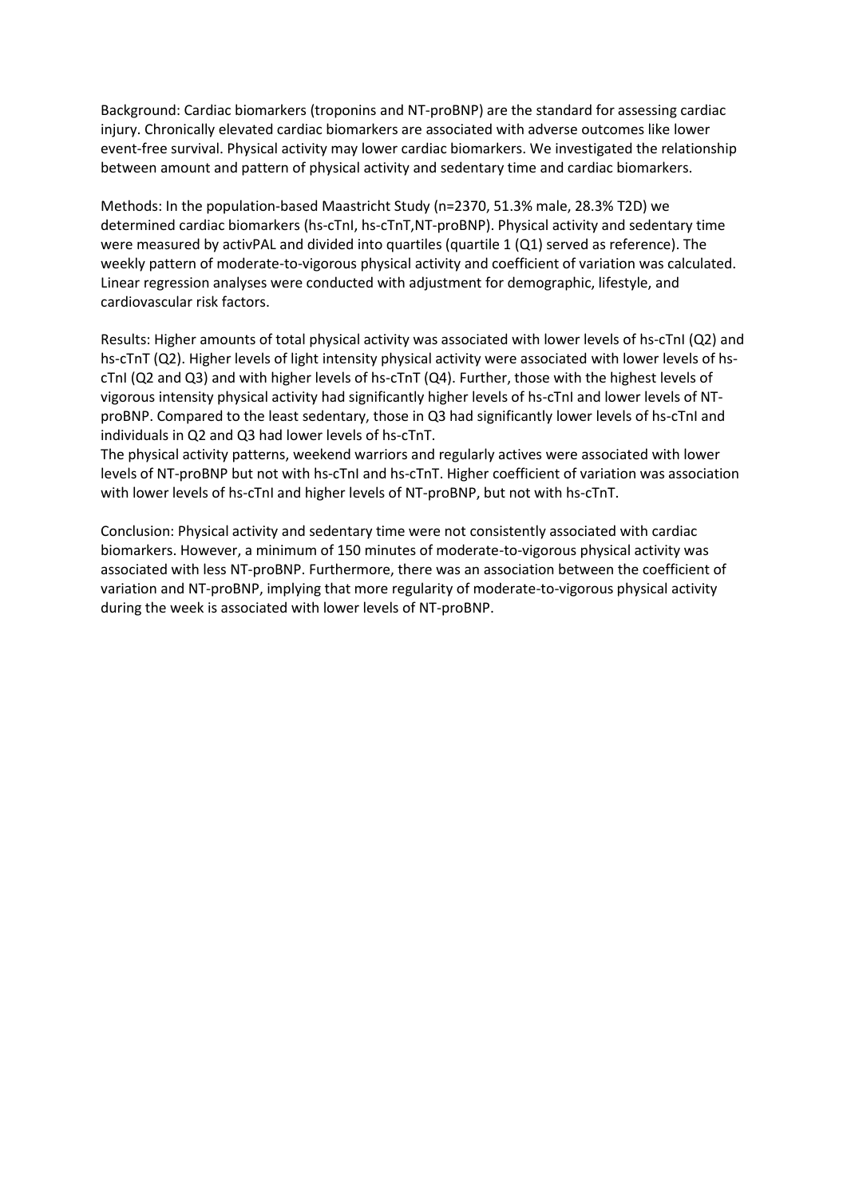Background: Cardiac biomarkers (troponins and NT-proBNP) are the standard for assessing cardiac injury. Chronically elevated cardiac biomarkers are associated with adverse outcomes like lower event-free survival. Physical activity may lower cardiac biomarkers. We investigated the relationship between amount and pattern of physical activity and sedentary time and cardiac biomarkers.

Methods: In the population-based Maastricht Study (n=2370, 51.3% male, 28.3% T2D) we determined cardiac biomarkers (hs-cTnI, hs-cTnT,NT-proBNP). Physical activity and sedentary time were measured by activPAL and divided into quartiles (quartile 1 (Q1) served as reference). The weekly pattern of moderate-to-vigorous physical activity and coefficient of variation was calculated. Linear regression analyses were conducted with adjustment for demographic, lifestyle, and cardiovascular risk factors.

Results: Higher amounts of total physical activity was associated with lower levels of hs-cTnI (Q2) and hs-cTnT (Q2). Higher levels of light intensity physical activity were associated with lower levels of hs-cTnI (Q2 and Q3) and with higher levels of hs-cTnT (Q4). Further, those with the highest levels of vigorous intensity physical activity had significantly higher levels of hs-cTnI and lower levels of NT-proBNP. Compared to the least sedentary, those in Q3 had significantly lower levels of hs-cTnI and individuals in Q2 and Q3 had lower levels of hs-cTnT.

The physical activity patterns, weekend warriors and regularly actives were associated with lower levels of NT-proBNP but not with hs-cTnI and hs-cTnT. Higher coefficient of variation was association with lower levels of hs-cTnI and higher levels of NT-proBNP, but not with hs-cTnT.

Conclusion: Physical activity and sedentary time were not consistently associated with cardiac biomarkers. However, a minimum of 150 minutes of moderate-to-vigorous physical activity was associated with less NT-proBNP. Furthermore, there was an association between the coefficient of variation and NT-proBNP, implying that more regularity of moderate-to-vigorous physical activity during the week is associated with lower levels of NT-proBNP.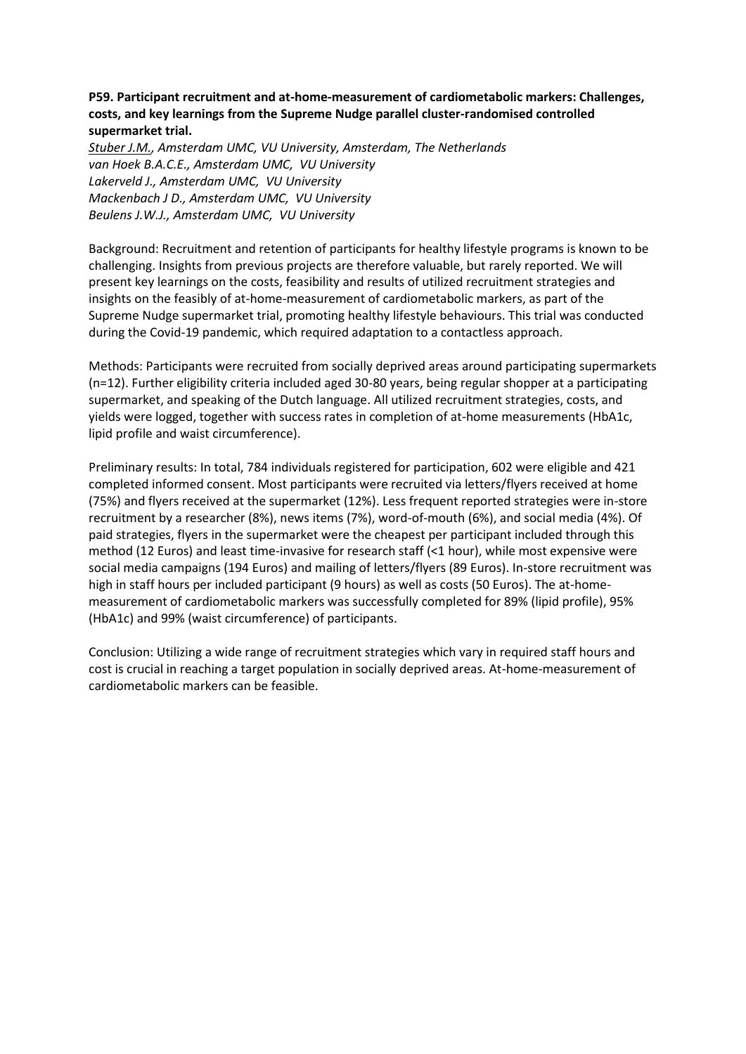**P59. Participant recruitment and at-home-measurement of cardiometabolic markers: Challenges, costs, and key learnings from the Supreme Nudge parallel cluster-randomised controlled supermarket trial.**

*<u>Stuber J.M.</u>, Amsterdam UMC, VU University, Amsterdam, The Netherlands*
*van Hoek B.A.C.E., Amsterdam UMC, VU University*
*Lakerveld J., Amsterdam UMC, VU University*
*Mackenbach J D., Amsterdam UMC, VU University*
*Beulens J.W.J., Amsterdam UMC, VU University*

Background: Recruitment and retention of participants for healthy lifestyle programs is known to be challenging. Insights from previous projects are therefore valuable, but rarely reported. We will present key learnings on the costs, feasibility and results of utilized recruitment strategies and insights on the feasibly of at-home-measurement of cardiometabolic markers, as part of the Supreme Nudge supermarket trial, promoting healthy lifestyle behaviours. This trial was conducted during the Covid-19 pandemic, which required adaptation to a contactless approach.

Methods: Participants were recruited from socially deprived areas around participating supermarkets (n=12). Further eligibility criteria included aged 30-80 years, being regular shopper at a participating supermarket, and speaking of the Dutch language. All utilized recruitment strategies, costs, and yields were logged, together with success rates in completion of at-home measurements (HbA1c, lipid profile and waist circumference).

Preliminary results: In total, 784 individuals registered for participation, 602 were eligible and 421 completed informed consent. Most participants were recruited via letters/flyers received at home (75%) and flyers received at the supermarket (12%). Less frequent reported strategies were in-store recruitment by a researcher (8%), news items (7%), word-of-mouth (6%), and social media (4%). Of paid strategies, flyers in the supermarket were the cheapest per participant included through this method (12 Euros) and least time-invasive for research staff (<1 hour), while most expensive were social media campaigns (194 Euros) and mailing of letters/flyers (89 Euros). In-store recruitment was high in staff hours per included participant (9 hours) as well as costs (50 Euros). The at-home-measurement of cardiometabolic markers was successfully completed for 89% (lipid profile), 95% (HbA1c) and 99% (waist circumference) of participants.

Conclusion: Utilizing a wide range of recruitment strategies which vary in required staff hours and cost is crucial in reaching a target population in socially deprived areas. At-home-measurement of cardiometabolic markers can be feasible.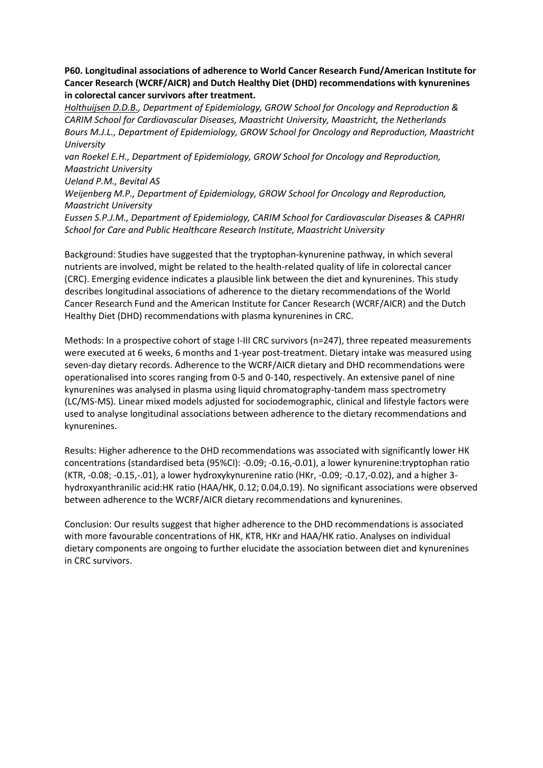**P60. Longitudinal associations of adherence to World Cancer Research Fund/American Institute for Cancer Research (WCRF/AICR) and Dutch Healthy Diet (DHD) recommendations with kynurenines in colorectal cancer survivors after treatment.**

*Holthuijsen D.D.B., Department of Epidemiology, GROW School for Oncology and Reproduction & CARIM School for Cardiovascular Diseases, Maastricht University, Maastricht, the Netherlands*
*Bours M.J.L., Department of Epidemiology, GROW School for Oncology and Reproduction, Maastricht University*
*van Roekel E.H., Department of Epidemiology, GROW School for Oncology and Reproduction, Maastricht University*
*Ueland P.M., Bevital AS*
*Weijenberg M.P., Department of Epidemiology, GROW School for Oncology and Reproduction, Maastricht University*
*Eussen S.P.J.M., Department of Epidemiology, CARIM School for Cardiovascular Diseases & CAPHRI School for Care and Public Healthcare Research Institute, Maastricht University*

Background: Studies have suggested that the tryptophan-kynurenine pathway, in which several nutrients are involved, might be related to the health-related quality of life in colorectal cancer (CRC). Emerging evidence indicates a plausible link between the diet and kynurenines. This study describes longitudinal associations of adherence to the dietary recommendations of the World Cancer Research Fund and the American Institute for Cancer Research (WCRF/AICR) and the Dutch Healthy Diet (DHD) recommendations with plasma kynurenines in CRC.

Methods: In a prospective cohort of stage I-III CRC survivors (n=247), three repeated measurements were executed at 6 weeks, 6 months and 1-year post-treatment. Dietary intake was measured using seven-day dietary records. Adherence to the WCRF/AICR dietary and DHD recommendations were operationalised into scores ranging from 0-5 and 0-140, respectively. An extensive panel of nine kynurenines was analysed in plasma using liquid chromatography-tandem mass spectrometry (LC/MS-MS). Linear mixed models adjusted for sociodemographic, clinical and lifestyle factors were used to analyse longitudinal associations between adherence to the dietary recommendations and kynurenines.

Results: Higher adherence to the DHD recommendations was associated with significantly lower HK concentrations (standardised beta (95%CI): -0.09; -0.16,-0.01), a lower kynurenine:tryptophan ratio (KTR, -0.08; -0.15,-.01), a lower hydroxykynurenine ratio (HKr, -0.09; -0.17,-0.02), and a higher 3-hydroxyanthranilic acid:HK ratio (HAA/HK, 0.12; 0.04,0.19). No significant associations were observed between adherence to the WCRF/AICR dietary recommendations and kynurenines.

Conclusion: Our results suggest that higher adherence to the DHD recommendations is associated with more favourable concentrations of HK, KTR, HKr and HAA/HK ratio. Analyses on individual dietary components are ongoing to further elucidate the association between diet and kynurenines in CRC survivors.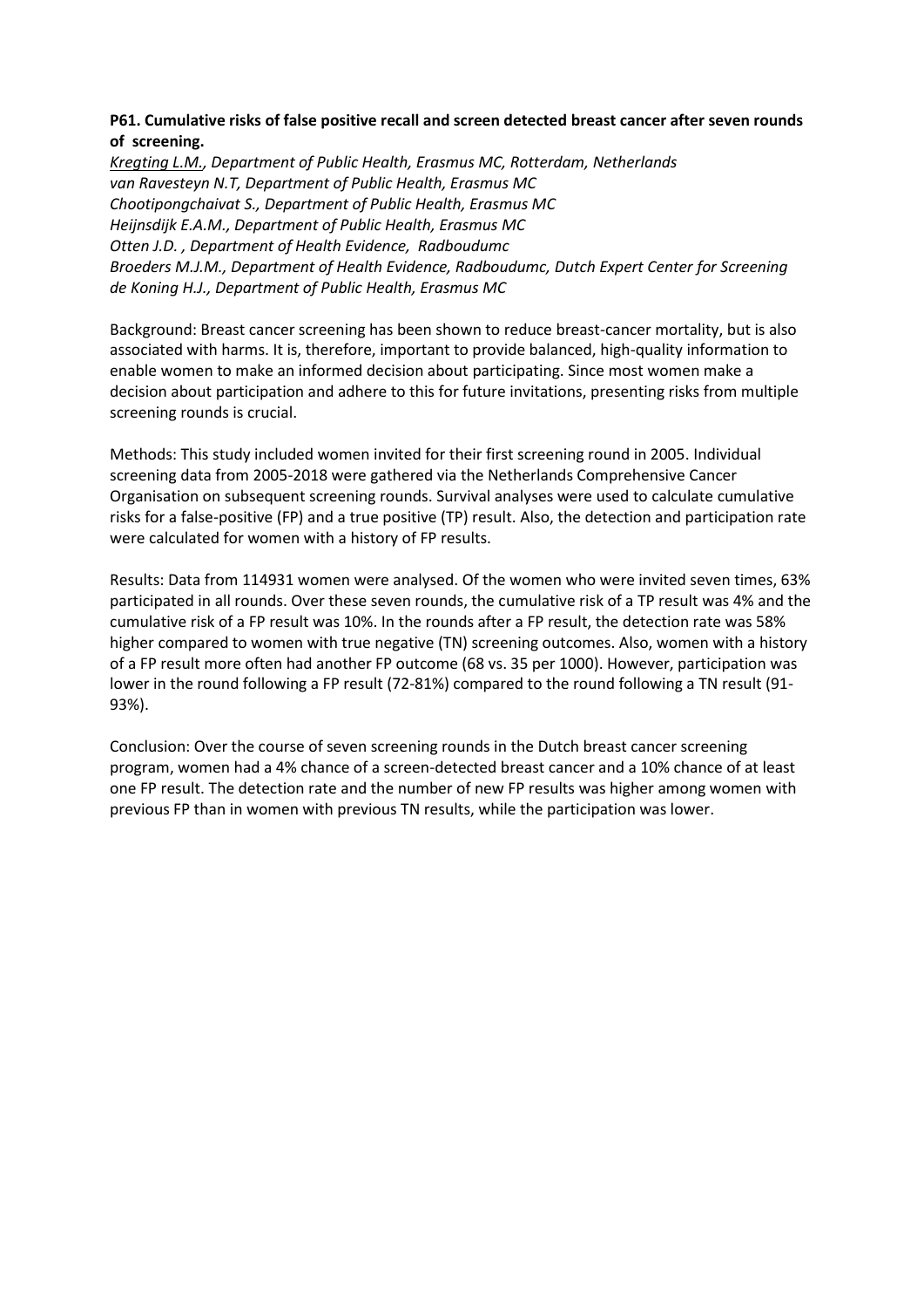**P61. Cumulative risks of false positive recall and screen detected breast cancer after seven rounds of screening.**

*Kregting L.M., Department of Public Health, Erasmus MC, Rotterdam, Netherlands*
*van Ravesteyn N.T, Department of Public Health, Erasmus MC*
*Chootipongchaivat S., Department of Public Health, Erasmus MC*
*Heijnsdijk E.A.M., Department of Public Health, Erasmus MC*
*Otten J.D. , Department of Health Evidence, Radboudumc*
*Broeders M.J.M., Department of Health Evidence, Radboudumc, Dutch Expert Center for Screening*
*de Koning H.J., Department of Public Health, Erasmus MC*

Background: Breast cancer screening has been shown to reduce breast-cancer mortality, but is also associated with harms. It is, therefore, important to provide balanced, high-quality information to enable women to make an informed decision about participating. Since most women make a decision about participation and adhere to this for future invitations, presenting risks from multiple screening rounds is crucial.

Methods: This study included women invited for their first screening round in 2005. Individual screening data from 2005-2018 were gathered via the Netherlands Comprehensive Cancer Organisation on subsequent screening rounds. Survival analyses were used to calculate cumulative risks for a false-positive (FP) and a true positive (TP) result. Also, the detection and participation rate were calculated for women with a history of FP results.

Results: Data from 114931 women were analysed. Of the women who were invited seven times, 63% participated in all rounds. Over these seven rounds, the cumulative risk of a TP result was 4% and the cumulative risk of a FP result was 10%. In the rounds after a FP result, the detection rate was 58% higher compared to women with true negative (TN) screening outcomes. Also, women with a history of a FP result more often had another FP outcome (68 vs. 35 per 1000). However, participation was lower in the round following a FP result (72-81%) compared to the round following a TN result (91-93%).

Conclusion: Over the course of seven screening rounds in the Dutch breast cancer screening program, women had a 4% chance of a screen-detected breast cancer and a 10% chance of at least one FP result. The detection rate and the number of new FP results was higher among women with previous FP than in women with previous TN results, while the participation was lower.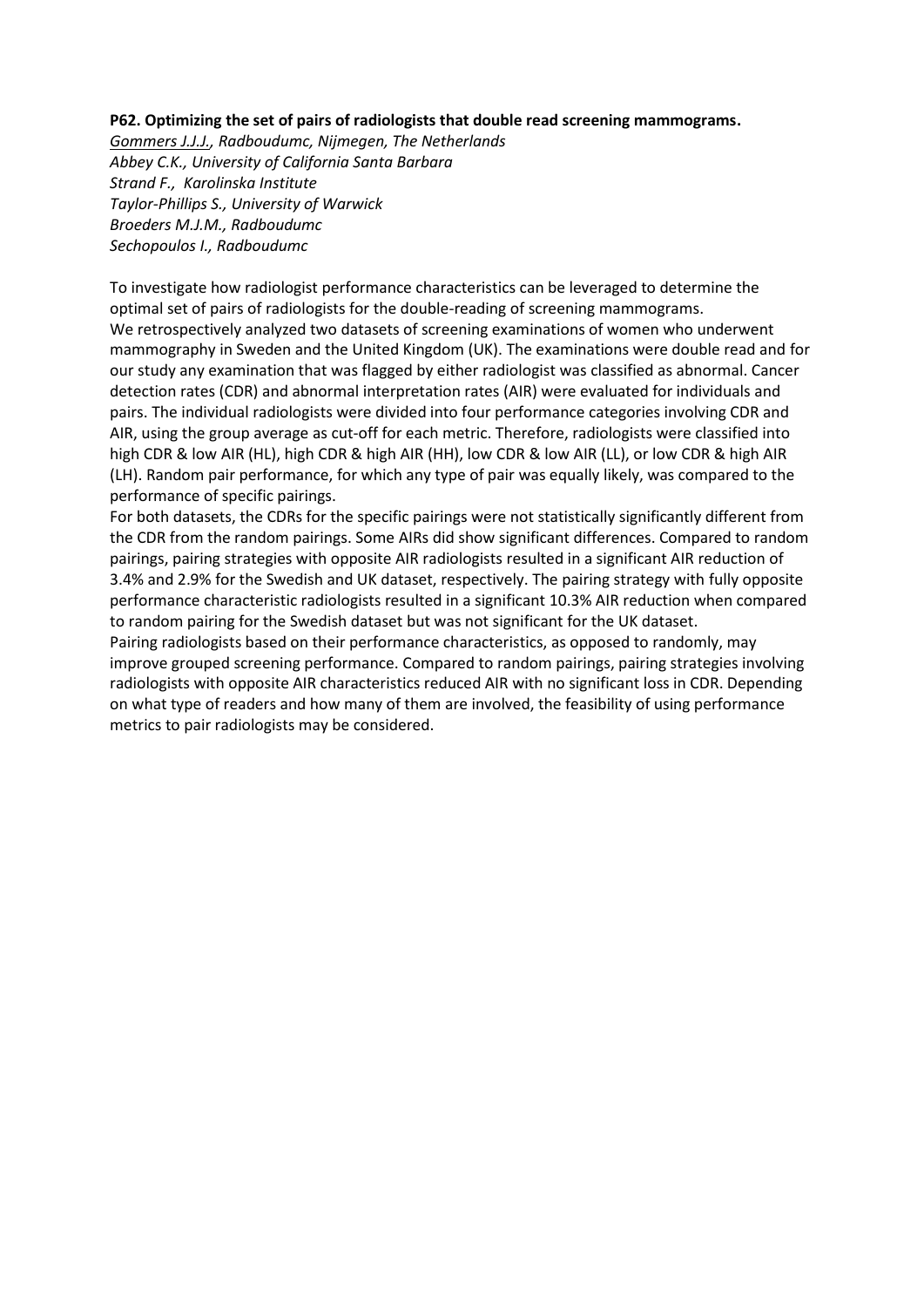**P62. Optimizing the set of pairs of radiologists that double read screening mammograms.**

*Gommers J.J.J., Radboudumc, Nijmegen, The Netherlands*
*Abbey C.K., University of California Santa Barbara*
*Strand F., Karolinska Institute*
*Taylor-Phillips S., University of Warwick*
*Broeders M.J.M., Radboudumc*
*Sechopoulos I., Radboudumc*

To investigate how radiologist performance characteristics can be leveraged to determine the optimal set of pairs of radiologists for the double-reading of screening mammograms.
We retrospectively analyzed two datasets of screening examinations of women who underwent mammography in Sweden and the United Kingdom (UK). The examinations were double read and for our study any examination that was flagged by either radiologist was classified as abnormal. Cancer detection rates (CDR) and abnormal interpretation rates (AIR) were evaluated for individuals and pairs. The individual radiologists were divided into four performance categories involving CDR and AIR, using the group average as cut-off for each metric. Therefore, radiologists were classified into high CDR & low AIR (HL), high CDR & high AIR (HH), low CDR & low AIR (LL), or low CDR & high AIR (LH). Random pair performance, for which any type of pair was equally likely, was compared to the performance of specific pairings.
For both datasets, the CDRs for the specific pairings were not statistically significantly different from the CDR from the random pairings. Some AIRs did show significant differences. Compared to random pairings, pairing strategies with opposite AIR radiologists resulted in a significant AIR reduction of 3.4% and 2.9% for the Swedish and UK dataset, respectively. The pairing strategy with fully opposite performance characteristic radiologists resulted in a significant 10.3% AIR reduction when compared to random pairing for the Swedish dataset but was not significant for the UK dataset.
Pairing radiologists based on their performance characteristics, as opposed to randomly, may improve grouped screening performance. Compared to random pairings, pairing strategies involving radiologists with opposite AIR characteristics reduced AIR with no significant loss in CDR. Depending on what type of readers and how many of them are involved, the feasibility of using performance metrics to pair radiologists may be considered.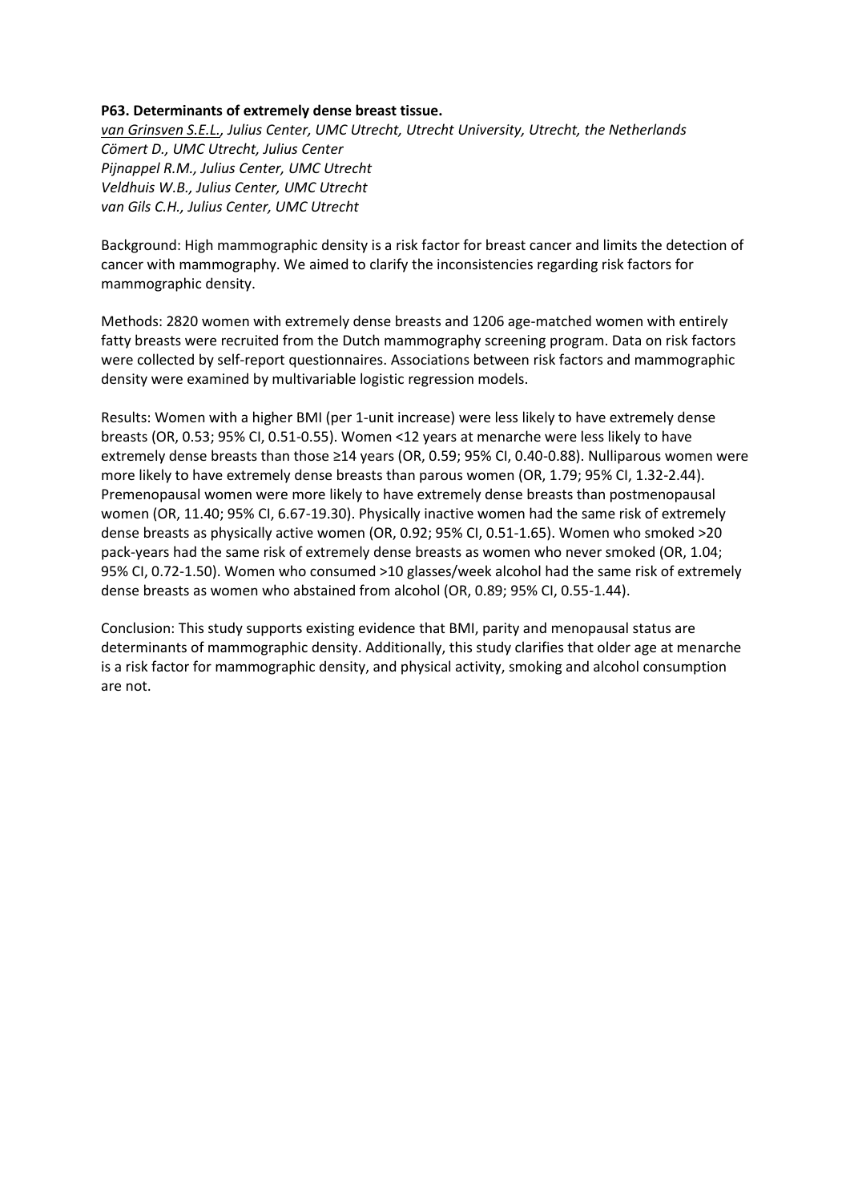**P63. Determinants of extremely dense breast tissue.**

*van Grinsven S.E.L., Julius Center, UMC Utrecht, Utrecht University, Utrecht, the Netherlands*
*Cömert D., UMC Utrecht, Julius Center*
*Pijnappel R.M., Julius Center, UMC Utrecht*
*Veldhuis W.B., Julius Center, UMC Utrecht*
*van Gils C.H., Julius Center, UMC Utrecht*

Background: High mammographic density is a risk factor for breast cancer and limits the detection of cancer with mammography. We aimed to clarify the inconsistencies regarding risk factors for mammographic density.

Methods: 2820 women with extremely dense breasts and 1206 age-matched women with entirely fatty breasts were recruited from the Dutch mammography screening program. Data on risk factors were collected by self-report questionnaires. Associations between risk factors and mammographic density were examined by multivariable logistic regression models.

Results: Women with a higher BMI (per 1-unit increase) were less likely to have extremely dense breasts (OR, 0.53; 95% CI, 0.51-0.55). Women <12 years at menarche were less likely to have extremely dense breasts than those ≥14 years (OR, 0.59; 95% CI, 0.40-0.88). Nulliparous women were more likely to have extremely dense breasts than parous women (OR, 1.79; 95% CI, 1.32-2.44). Premenopausal women were more likely to have extremely dense breasts than postmenopausal women (OR, 11.40; 95% CI, 6.67-19.30). Physically inactive women had the same risk of extremely dense breasts as physically active women (OR, 0.92; 95% CI, 0.51-1.65). Women who smoked >20 pack-years had the same risk of extremely dense breasts as women who never smoked (OR, 1.04; 95% CI, 0.72-1.50). Women who consumed >10 glasses/week alcohol had the same risk of extremely dense breasts as women who abstained from alcohol (OR, 0.89; 95% CI, 0.55-1.44).

Conclusion: This study supports existing evidence that BMI, parity and menopausal status are determinants of mammographic density. Additionally, this study clarifies that older age at menarche is a risk factor for mammographic density, and physical activity, smoking and alcohol consumption are not.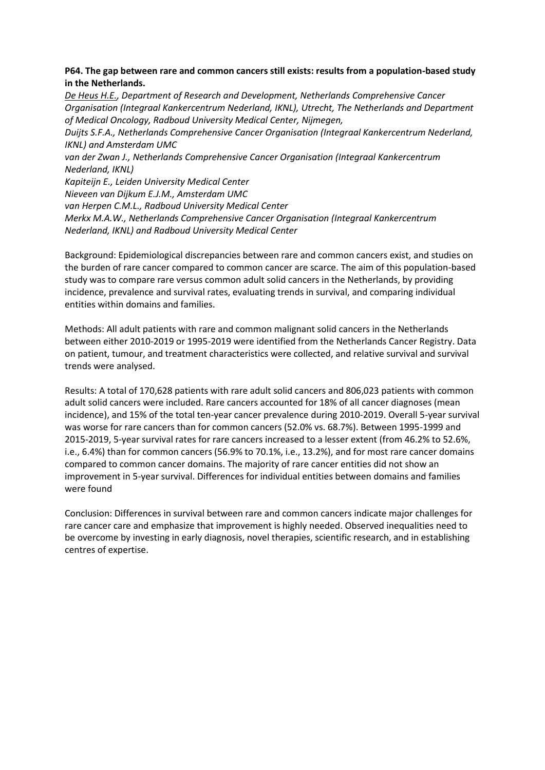**P64. The gap between rare and common cancers still exists: results from a population-based study in the Netherlands.**

*<u>De Heus H.E.</u>, Department of Research and Development, Netherlands Comprehensive Cancer Organisation (Integraal Kankercentrum Nederland, IKNL), Utrecht, The Netherlands and Department of Medical Oncology, Radboud University Medical Center, Nijmegen,*
*Duijts S.F.A., Netherlands Comprehensive Cancer Organisation (Integraal Kankercentrum Nederland, IKNL) and Amsterdam UMC*
*van der Zwan J., Netherlands Comprehensive Cancer Organisation (Integraal Kankercentrum Nederland, IKNL)*
*Kapiteijn E., Leiden University Medical Center*
*Nieveen van Dijkum E.J.M., Amsterdam UMC*
*van Herpen C.M.L., Radboud University Medical Center*
*Merkx M.A.W., Netherlands Comprehensive Cancer Organisation (Integraal Kankercentrum Nederland, IKNL) and Radboud University Medical Center*

Background: Epidemiological discrepancies between rare and common cancers exist, and studies on the burden of rare cancer compared to common cancer are scarce. The aim of this population-based study was to compare rare versus common adult solid cancers in the Netherlands, by providing incidence, prevalence and survival rates, evaluating trends in survival, and comparing individual entities within domains and families.

Methods: All adult patients with rare and common malignant solid cancers in the Netherlands between either 2010-2019 or 1995-2019 were identified from the Netherlands Cancer Registry. Data on patient, tumour, and treatment characteristics were collected, and relative survival and survival trends were analysed.

Results: A total of 170,628 patients with rare adult solid cancers and 806,023 patients with common adult solid cancers were included. Rare cancers accounted for 18% of all cancer diagnoses (mean incidence), and 15% of the total ten-year cancer prevalence during 2010-2019. Overall 5-year survival was worse for rare cancers than for common cancers (52.0% vs. 68.7%). Between 1995-1999 and 2015-2019, 5-year survival rates for rare cancers increased to a lesser extent (from 46.2% to 52.6%, i.e., 6.4%) than for common cancers (56.9% to 70.1%, i.e., 13.2%), and for most rare cancer domains compared to common cancer domains. The majority of rare cancer entities did not show an improvement in 5-year survival. Differences for individual entities between domains and families were found

Conclusion: Differences in survival between rare and common cancers indicate major challenges for rare cancer care and emphasize that improvement is highly needed. Observed inequalities need to be overcome by investing in early diagnosis, novel therapies, scientific research, and in establishing centres of expertise.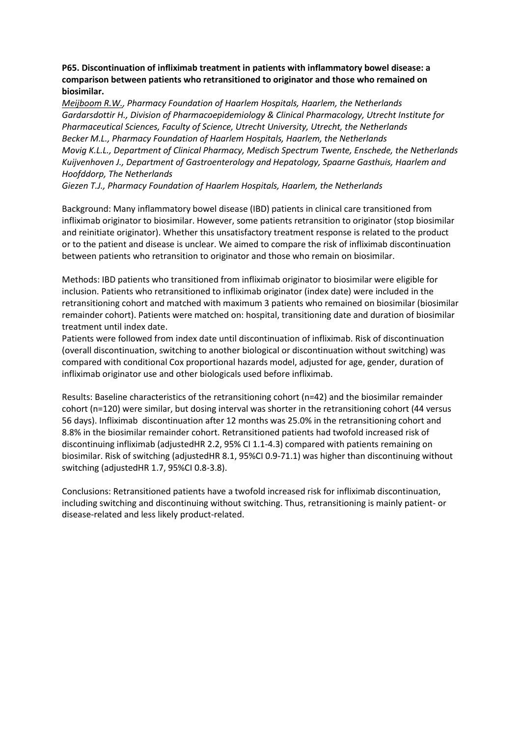**P65. Discontinuation of infliximab treatment in patients with inflammatory bowel disease: a comparison between patients who retransitioned to originator and those who remained on biosimilar.**

*Meijboom R.W., Pharmacy Foundation of Haarlem Hospitals, Haarlem, the Netherlands*
*Gardarsdottir H., Division of Pharmacoepidemiology & Clinical Pharmacology, Utrecht Institute for Pharmaceutical Sciences, Faculty of Science, Utrecht University, Utrecht, the Netherlands*
*Becker M.L., Pharmacy Foundation of Haarlem Hospitals, Haarlem, the Netherlands*
*Movig K.L.L., Department of Clinical Pharmacy, Medisch Spectrum Twente, Enschede, the Netherlands*
*Kuijvenhoven J., Department of Gastroenterology and Hepatology, Spaarne Gasthuis, Haarlem and Hoofddorp, The Netherlands*
*Giezen T.J., Pharmacy Foundation of Haarlem Hospitals, Haarlem, the Netherlands*

Background: Many inflammatory bowel disease (IBD) patients in clinical care transitioned from infliximab originator to biosimilar. However, some patients retransition to originator (stop biosimilar and reinitiate originator). Whether this unsatisfactory treatment response is related to the product or to the patient and disease is unclear. We aimed to compare the risk of infliximab discontinuation between patients who retransition to originator and those who remain on biosimilar.

Methods: IBD patients who transitioned from infliximab originator to biosimilar were eligible for inclusion. Patients who retransitioned to infliximab originator (index date) were included in the retransitioning cohort and matched with maximum 3 patients who remained on biosimilar (biosimilar remainder cohort). Patients were matched on: hospital, transitioning date and duration of biosimilar treatment until index date.
Patients were followed from index date until discontinuation of infliximab. Risk of discontinuation (overall discontinuation, switching to another biological or discontinuation without switching) was compared with conditional Cox proportional hazards model, adjusted for age, gender, duration of infliximab originator use and other biologicals used before infliximab.

Results: Baseline characteristics of the retransitioning cohort (n=42) and the biosimilar remainder cohort (n=120) were similar, but dosing interval was shorter in the retransitioning cohort (44 versus 56 days). Infliximab discontinuation after 12 months was 25.0% in the retransitioning cohort and 8.8% in the biosimilar remainder cohort. Retransitioned patients had twofold increased risk of discontinuing infliximab (adjustedHR 2.2, 95% CI 1.1-4.3) compared with patients remaining on biosimilar. Risk of switching (adjustedHR 8.1, 95%CI 0.9-71.1) was higher than discontinuing without switching (adjustedHR 1.7, 95%CI 0.8-3.8).

Conclusions: Retransitioned patients have a twofold increased risk for infliximab discontinuation, including switching and discontinuing without switching. Thus, retransitioning is mainly patient- or disease-related and less likely product-related.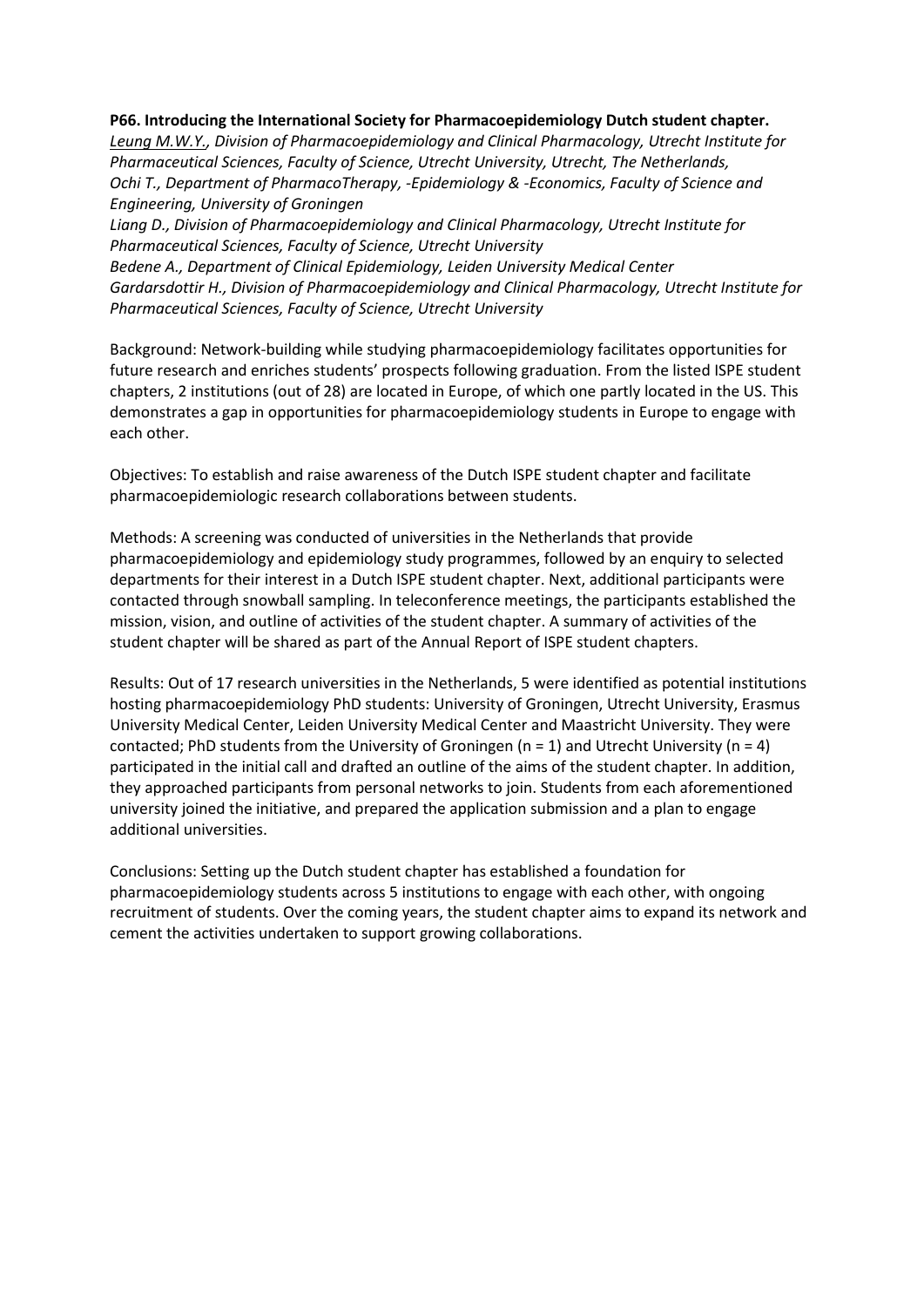**P66. Introducing the International Society for Pharmacoepidemiology Dutch student chapter.**

*Leung M.W.Y., Division of Pharmacoepidemiology and Clinical Pharmacology, Utrecht Institute for Pharmaceutical Sciences, Faculty of Science, Utrecht University, Utrecht, The Netherlands,*
*Ochi T., Department of PharmacoTherapy, -Epidemiology & -Economics, Faculty of Science and Engineering, University of Groningen*
*Liang D., Division of Pharmacoepidemiology and Clinical Pharmacology, Utrecht Institute for Pharmaceutical Sciences, Faculty of Science, Utrecht University*
*Bedene A., Department of Clinical Epidemiology, Leiden University Medical Center*
*Gardarsdottir H., Division of Pharmacoepidemiology and Clinical Pharmacology, Utrecht Institute for Pharmaceutical Sciences, Faculty of Science, Utrecht University*

Background: Network-building while studying pharmacoepidemiology facilitates opportunities for future research and enriches students' prospects following graduation. From the listed ISPE student chapters, 2 institutions (out of 28) are located in Europe, of which one partly located in the US. This demonstrates a gap in opportunities for pharmacoepidemiology students in Europe to engage with each other.

Objectives: To establish and raise awareness of the Dutch ISPE student chapter and facilitate pharmacoepidemiologic research collaborations between students.

Methods: A screening was conducted of universities in the Netherlands that provide pharmacoepidemiology and epidemiology study programmes, followed by an enquiry to selected departments for their interest in a Dutch ISPE student chapter. Next, additional participants were contacted through snowball sampling. In teleconference meetings, the participants established the mission, vision, and outline of activities of the student chapter. A summary of activities of the student chapter will be shared as part of the Annual Report of ISPE student chapters.

Results: Out of 17 research universities in the Netherlands, 5 were identified as potential institutions hosting pharmacoepidemiology PhD students: University of Groningen, Utrecht University, Erasmus University Medical Center, Leiden University Medical Center and Maastricht University. They were contacted; PhD students from the University of Groningen (n = 1) and Utrecht University (n = 4) participated in the initial call and drafted an outline of the aims of the student chapter. In addition, they approached participants from personal networks to join. Students from each aforementioned university joined the initiative, and prepared the application submission and a plan to engage additional universities.

Conclusions: Setting up the Dutch student chapter has established a foundation for pharmacoepidemiology students across 5 institutions to engage with each other, with ongoing recruitment of students. Over the coming years, the student chapter aims to expand its network and cement the activities undertaken to support growing collaborations.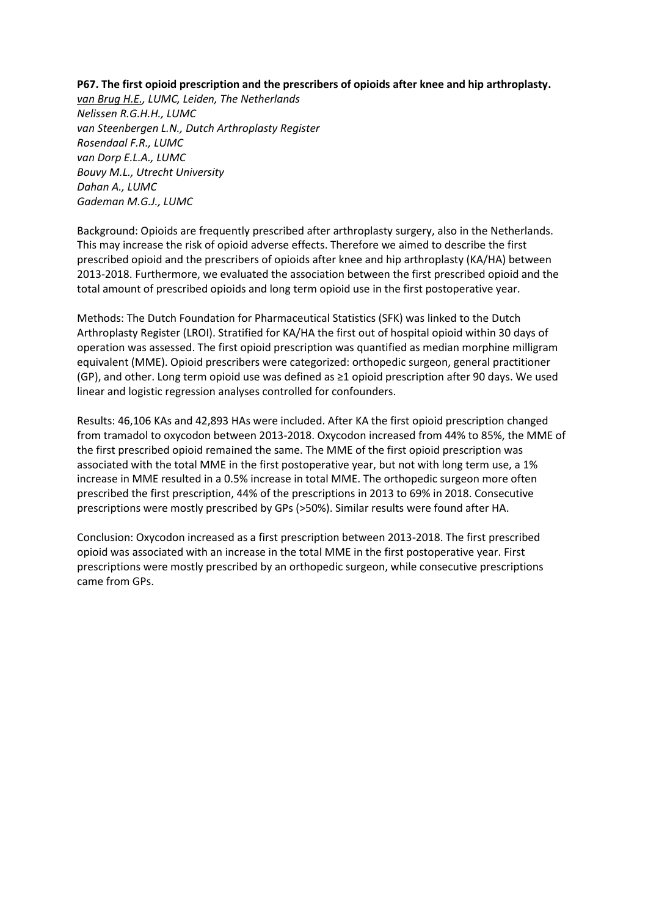**P67. The first opioid prescription and the prescribers of opioids after knee and hip arthroplasty.**

*van Brug H.E., LUMC, Leiden, The Netherlands*
*Nelissen R.G.H.H., LUMC*
*van Steenbergen L.N., Dutch Arthroplasty Register*
*Rosendaal F.R., LUMC*
*van Dorp E.L.A., LUMC*
*Bouvy M.L., Utrecht University*
*Dahan A., LUMC*
*Gademan M.G.J., LUMC*

Background: Opioids are frequently prescribed after arthroplasty surgery, also in the Netherlands. This may increase the risk of opioid adverse effects. Therefore we aimed to describe the first prescribed opioid and the prescribers of opioids after knee and hip arthroplasty (KA/HA) between 2013-2018. Furthermore, we evaluated the association between the first prescribed opioid and the total amount of prescribed opioids and long term opioid use in the first postoperative year.

Methods: The Dutch Foundation for Pharmaceutical Statistics (SFK) was linked to the Dutch Arthroplasty Register (LROI). Stratified for KA/HA the first out of hospital opioid within 30 days of operation was assessed. The first opioid prescription was quantified as median morphine milligram equivalent (MME). Opioid prescribers were categorized: orthopedic surgeon, general practitioner (GP), and other. Long term opioid use was defined as ≥1 opioid prescription after 90 days. We used linear and logistic regression analyses controlled for confounders.

Results: 46,106 KAs and 42,893 HAs were included. After KA the first opioid prescription changed from tramadol to oxycodon between 2013-2018. Oxycodon increased from 44% to 85%, the MME of the first prescribed opioid remained the same. The MME of the first opioid prescription was associated with the total MME in the first postoperative year, but not with long term use, a 1% increase in MME resulted in a 0.5% increase in total MME. The orthopedic surgeon more often prescribed the first prescription, 44% of the prescriptions in 2013 to 69% in 2018. Consecutive prescriptions were mostly prescribed by GPs (>50%). Similar results were found after HA.

Conclusion: Oxycodon increased as a first prescription between 2013-2018. The first prescribed opioid was associated with an increase in the total MME in the first postoperative year. First prescriptions were mostly prescribed by an orthopedic surgeon, while consecutive prescriptions came from GPs.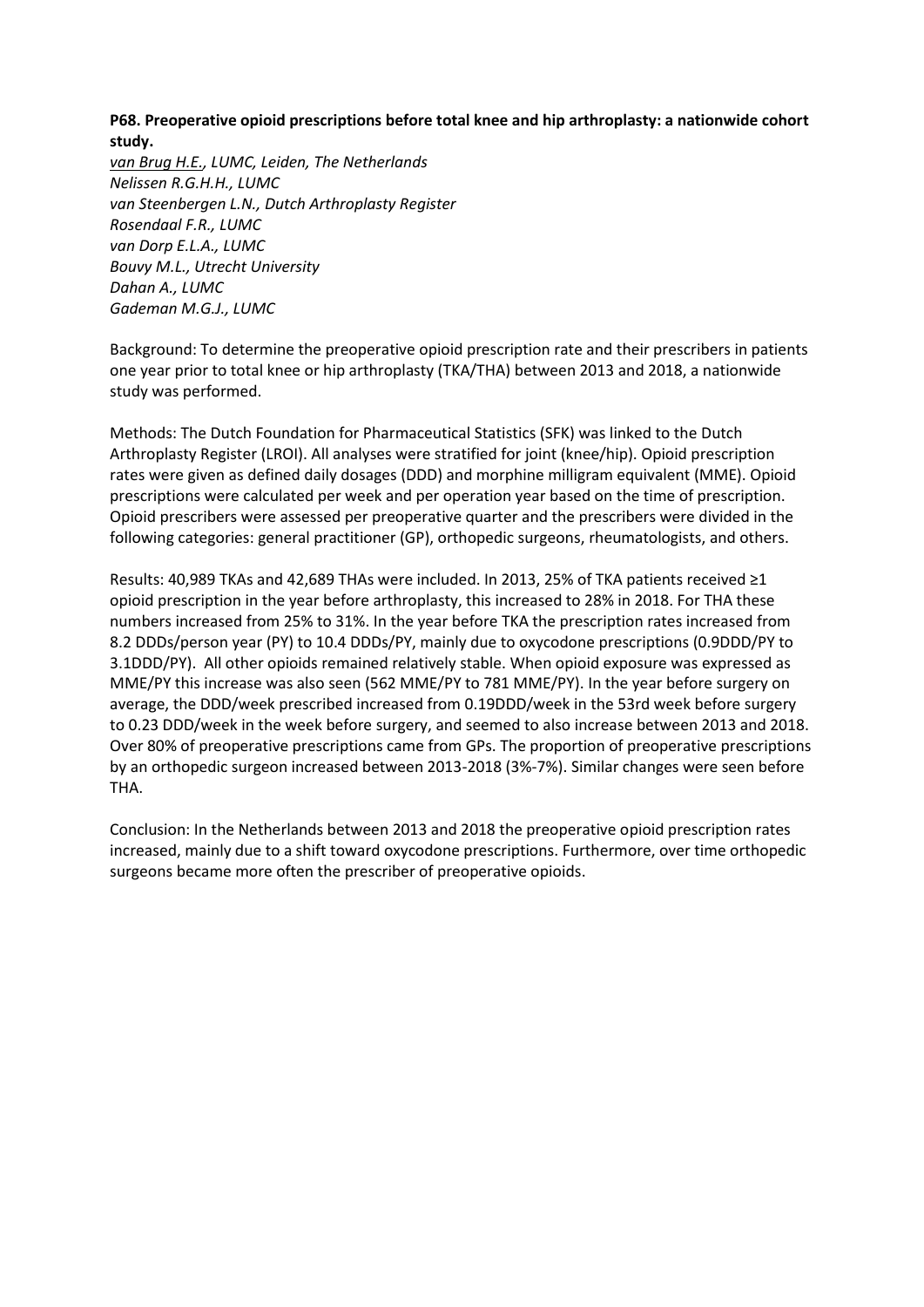**P68. Preoperative opioid prescriptions before total knee and hip arthroplasty: a nationwide cohort study.**

*van Brug H.E., LUMC, Leiden, The Netherlands*
*Nelissen R.G.H.H., LUMC*
*van Steenbergen L.N., Dutch Arthroplasty Register*
*Rosendaal F.R., LUMC*
*van Dorp E.L.A., LUMC*
*Bouvy M.L., Utrecht University*
*Dahan A., LUMC*
*Gademan M.G.J., LUMC*

Background: To determine the preoperative opioid prescription rate and their prescribers in patients one year prior to total knee or hip arthroplasty (TKA/THA) between 2013 and 2018, a nationwide study was performed.

Methods: The Dutch Foundation for Pharmaceutical Statistics (SFK) was linked to the Dutch Arthroplasty Register (LROI). All analyses were stratified for joint (knee/hip). Opioid prescription rates were given as defined daily dosages (DDD) and morphine milligram equivalent (MME). Opioid prescriptions were calculated per week and per operation year based on the time of prescription. Opioid prescribers were assessed per preoperative quarter and the prescribers were divided in the following categories: general practitioner (GP), orthopedic surgeons, rheumatologists, and others.

Results: 40,989 TKAs and 42,689 THAs were included. In 2013, 25% of TKA patients received ≥1 opioid prescription in the year before arthroplasty, this increased to 28% in 2018. For THA these numbers increased from 25% to 31%. In the year before TKA the prescription rates increased from 8.2 DDDs/person year (PY) to 10.4 DDDs/PY, mainly due to oxycodone prescriptions (0.9DDD/PY to 3.1DDD/PY). All other opioids remained relatively stable. When opioid exposure was expressed as MME/PY this increase was also seen (562 MME/PY to 781 MME/PY). In the year before surgery on average, the DDD/week prescribed increased from 0.19DDD/week in the 53rd week before surgery to 0.23 DDD/week in the week before surgery, and seemed to also increase between 2013 and 2018. Over 80% of preoperative prescriptions came from GPs. The proportion of preoperative prescriptions by an orthopedic surgeon increased between 2013-2018 (3%-7%). Similar changes were seen before THA.

Conclusion: In the Netherlands between 2013 and 2018 the preoperative opioid prescription rates increased, mainly due to a shift toward oxycodone prescriptions. Furthermore, over time orthopedic surgeons became more often the prescriber of preoperative opioids.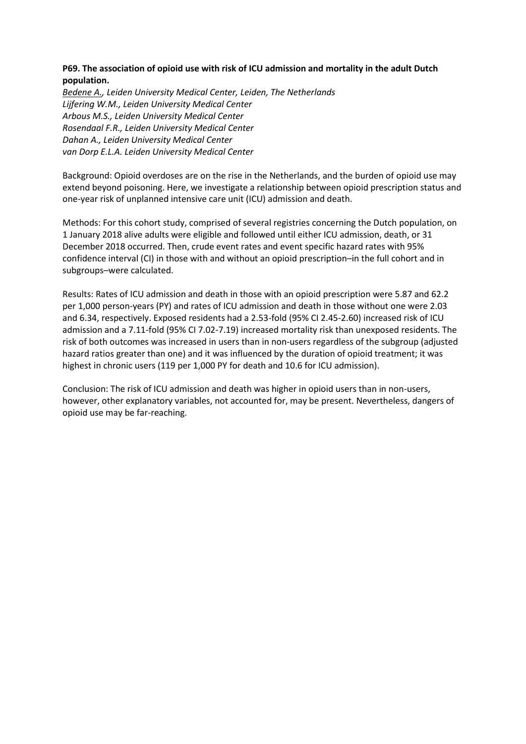**P69. The association of opioid use with risk of ICU admission and mortality in the adult Dutch population.**

*<u>Bedene A.</u>, Leiden University Medical Center, Leiden, The Netherlands*
*Lijfering W.M., Leiden University Medical Center*
*Arbous M.S., Leiden University Medical Center*
*Rosendaal F.R., Leiden University Medical Center*
*Dahan A., Leiden University Medical Center*
*van Dorp E.L.A. Leiden University Medical Center*

Background: Opioid overdoses are on the rise in the Netherlands, and the burden of opioid use may extend beyond poisoning. Here, we investigate a relationship between opioid prescription status and one-year risk of unplanned intensive care unit (ICU) admission and death.

Methods: For this cohort study, comprised of several registries concerning the Dutch population, on 1 January 2018 alive adults were eligible and followed until either ICU admission, death, or 31 December 2018 occurred. Then, crude event rates and event specific hazard rates with 95% confidence interval (CI) in those with and without an opioid prescription–in the full cohort and in subgroups–were calculated.

Results: Rates of ICU admission and death in those with an opioid prescription were 5.87 and 62.2 per 1,000 person-years (PY) and rates of ICU admission and death in those without one were 2.03 and 6.34, respectively. Exposed residents had a 2.53-fold (95% CI 2.45-2.60) increased risk of ICU admission and a 7.11-fold (95% CI 7.02-7.19) increased mortality risk than unexposed residents. The risk of both outcomes was increased in users than in non-users regardless of the subgroup (adjusted hazard ratios greater than one) and it was influenced by the duration of opioid treatment; it was highest in chronic users (119 per 1,000 PY for death and 10.6 for ICU admission).

Conclusion: The risk of ICU admission and death was higher in opioid users than in non-users, however, other explanatory variables, not accounted for, may be present. Nevertheless, dangers of opioid use may be far-reaching.